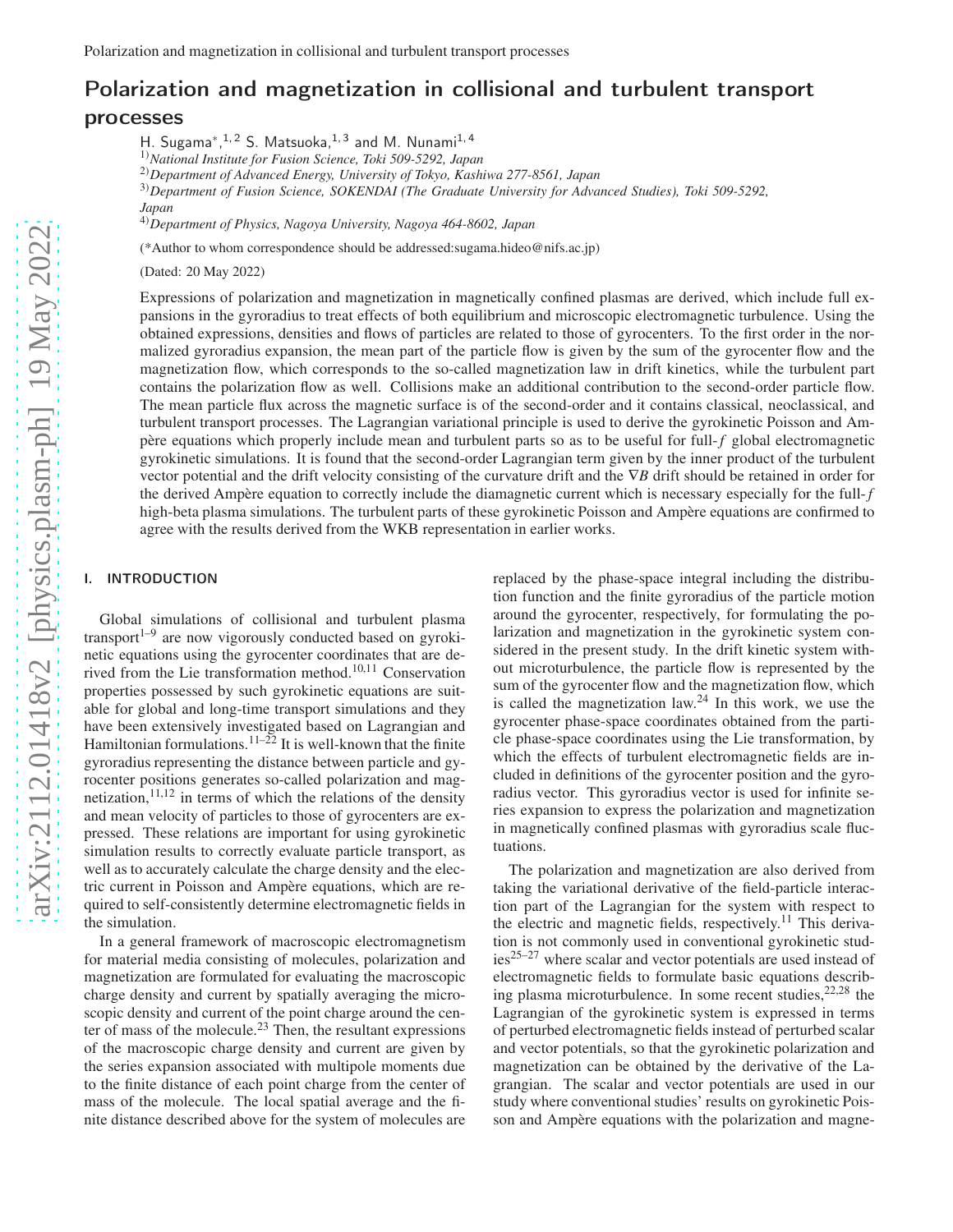# Polarization and magnetization in collisional and turbulent transport processes

H. Sugama*,[1,2] S. Matsuoka,[1,3] and M. Nunami[1,4]

[1]) *National Institute for Fusion Science, Toki 509-5292, Japan*

[2]) *Department of Advanced Energy, University of Tokyo, Kashiwa 277-8561, Japan*

[3]) *Department of Fusion Science, SOKENDAI (The Graduate University for Advanced Studies), Toki 509-5292, Japan*

[4]) *Department of Physics, Nagoya University, Nagoya 464-8602, Japan*

(*Author to whom correspondence should be addressed:sugama.hideo@nifs.ac.jp)

(Dated: 20 May 2022)

Expressions of polarization and magnetization in magnetically confined plasmas are derived, which include full expansions in the gyroradius to treat effects of both equilibrium and microscopic electromagnetic turbulence. Using the obtained expressions, densities and flows of particles are related to those of gyrocenters. To the first order in the normalized gyroradius expansion, the mean part of the particle flow is given by the sum of the gyrocenter flow and the magnetization flow, which corresponds to the so-called magnetization law in drift kinetics, while the turbulent part contains the polarization flow as well. Collisions make an additional contribution to the second-order particle flow. The mean particle flux across the magnetic surface is of the second-order and it contains classical, neoclassical, and turbulent transport processes. The Lagrangian variational principle is used to derive the gyrokinetic Poisson and Ampère equations which properly include mean and turbulent parts so as to be useful for full-$f$ global electromagnetic gyrokinetic simulations. It is found that the second-order Lagrangian term given by the inner product of the turbulent vector potential and the drift velocity consisting of the curvature drift and the $\nabla B$ drift should be retained in order for the derived Ampère equation to correctly include the diamagnetic current which is necessary especially for the full-$f$ high-beta plasma simulations. The turbulent parts of these gyrokinetic Poisson and Ampère equations are confirmed to agree with the results derived from the WKB representation in earlier works.

## I. INTRODUCTION

Global simulations of collisional and turbulent plasma transport[1–9] are now vigorously conducted based on gyrokinetic equations using the gyrocenter coordinates that are derived from the Lie transformation method.[10,11] Conservation properties possessed by such gyrokinetic equations are suitable for global and long-time transport simulations and they have been extensively investigated based on Lagrangian and Hamiltonian formulations.[11–22] It is well-known that the finite gyroradius representing the distance between particle and gyrocenter positions generates so-called polarization and magnetization,[11,12] in terms of which the relations of the density and mean velocity of particles to those of gyrocenters are expressed. These relations are important for using gyrokinetic simulation results to correctly evaluate particle transport, as well as to accurately calculate the charge density and the electric current in Poisson and Ampère equations, which are required to self-consistently determine electromagnetic fields in the simulation.

In a general framework of macroscopic electromagnetism for material media consisting of molecules, polarization and magnetization are formulated for evaluating the macroscopic charge density and current by spatially averaging the microscopic density and current of the point charge around the center of mass of the molecule.[23] Then, the resultant expressions of the macroscopic charge density and current are given by the series expansion associated with multipole moments due to the finite distance of each point charge from the center of mass of the molecule. The local spatial average and the finite distance described above for the system of molecules are replaced by the phase-space integral including the distribution function and the finite gyroradius of the particle motion around the gyrocenter, respectively, for formulating the polarization and magnetization in the gyrokinetic system considered in the present study. In the drift kinetic system without microturbulence, the particle flow is represented by the sum of the gyrocenter flow and the magnetization flow, which is called the magnetization law.[24] In this work, we use the gyrocenter phase-space coordinates obtained from the particle phase-space coordinates using the Lie transformation, by which the effects of turbulent electromagnetic fields are included in definitions of the gyrocenter position and the gyroradius vector. This gyroradius vector is used for infinite series expansion to express the polarization and magnetization in magnetically confined plasmas with gyroradius scale fluctuations.

The polarization and magnetization are also derived from taking the variational derivative of the field-particle interaction part of the Lagrangian for the system with respect to the electric and magnetic fields, respectively.[11] This derivation is not commonly used in conventional gyrokinetic studies[25–27] where scalar and vector potentials are used instead of electromagnetic fields to formulate basic equations describing plasma microturbulence. In some recent studies,[22,28] the Lagrangian of the gyrokinetic system is expressed in terms of perturbed electromagnetic fields instead of perturbed scalar and vector potentials, so that the gyrokinetic polarization and magnetization can be obtained by the derivative of the Lagrangian. The scalar and vector potentials are used in our study where conventional studies' results on gyrokinetic Poisson and Ampère equations with the polarization and magne-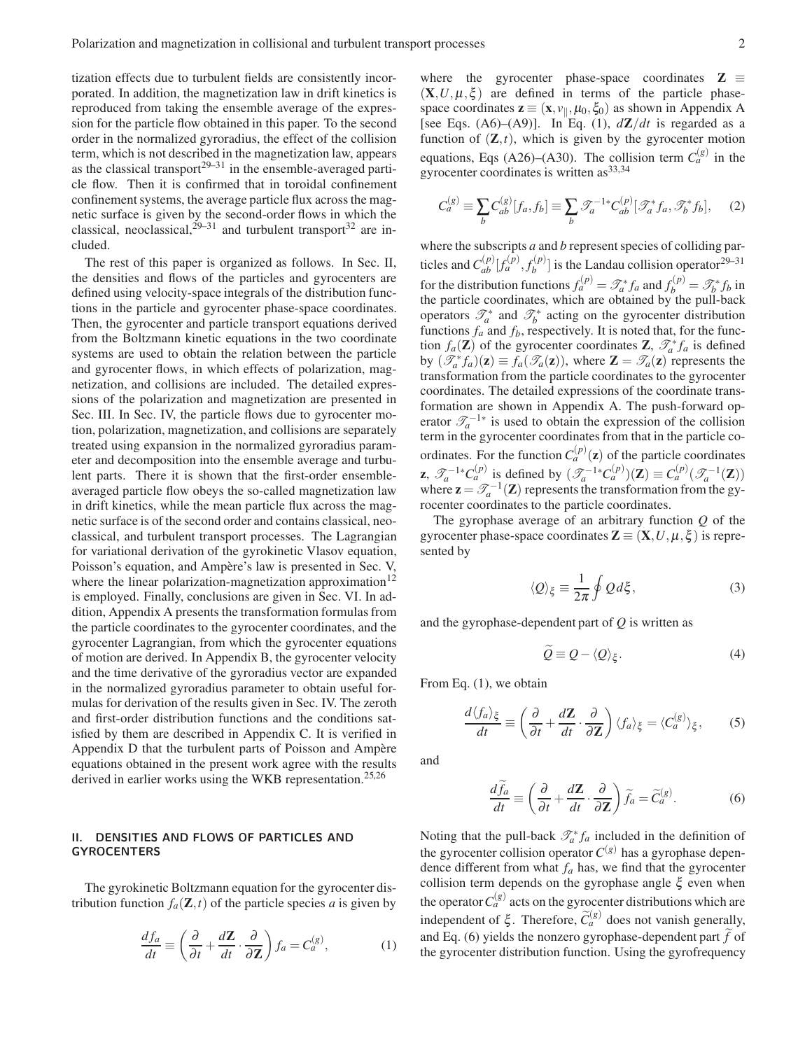tization effects due to turbulent fields are consistently incorporated. In addition, the magnetization law in drift kinetics is reproduced from taking the ensemble average of the expression for the particle flow obtained in this paper. To the second order in the normalized gyroradius, the effect of the collision term, which is not described in the magnetization law, appears as the classical transport[29–31] in the ensemble-averaged particle flow. Then it is confirmed that in toroidal confinement confinement systems, the average particle flux across the magnetic surface is given by the second-order flows in which the classical, neoclassical,[29–31] and turbulent transport[32] are included.

The rest of this paper is organized as follows. In Sec. II, the densities and flows of the particles and gyrocenters are defined using velocity-space integrals of the distribution functions in the particle and gyrocenter phase-space coordinates. Then, the gyrocenter and particle transport equations derived from the Boltzmann kinetic equations in the two coordinate systems are used to obtain the relation between the particle and gyrocenter flows, in which effects of polarization, magnetization, and collisions are included. The detailed expressions of the polarization and magnetization are presented in Sec. III. In Sec. IV, the particle flows due to gyrocenter motion, polarization, magnetization, and collisions are separately treated using expansion in the normalized gyroradius parameter and decomposition into the ensemble average and turbulent parts. There it is shown that the first-order ensemble-averaged particle flow obeys the so-called magnetization law in drift kinetics, while the mean particle flux across the magnetic surface is of the second order and contains classical, neoclassical, and turbulent transport processes. The Lagrangian for variational derivation of the gyrokinetic Vlasov equation, Poisson's equation, and Ampère's law is presented in Sec. V, where the linear polarization-magnetization approximation[12] is employed. Finally, conclusions are given in Sec. VI. In addition, Appendix A presents the transformation formulas from the particle coordinates to the gyrocenter coordinates, and the gyrocenter Lagrangian, from which the gyrocenter equations of motion are derived. In Appendix B, the gyrocenter velocity and the time derivative of the gyroradius vector are expanded in the normalized gyroradius parameter to obtain useful formulas for derivation of the results given in Sec. IV. The zeroth and first-order distribution functions and the conditions satisfied by them are described in Appendix C. It is verified in Appendix D that the turbulent parts of Poisson and Ampère equations obtained in the present work agree with the results derived in earlier works using the WKB representation.[25,26]

## II. DENSITIES AND FLOWS OF PARTICLES AND GYROCENTERS

The gyrokinetic Boltzmann equation for the gyrocenter distribution function $f_a(\mathbf{Z},t)$ of the particle species $a$ is given by

$$\frac{df_a}{dt} \equiv \left( \frac{\partial}{\partial t} + \frac{d\mathbf{Z}}{dt} \cdot \frac{\partial}{\partial \mathbf{Z}} \right) f_a = C_a^{(g)}, \tag{1}$$

where the gyrocenter phase-space coordinates $\mathbf{Z} \equiv (\mathbf{X}, U, \mu, \xi)$ are defined in terms of the particle phase-space coordinates $\mathbf{z} \equiv (\mathbf{x}, v_\parallel, \mu_0, \xi_0)$ as shown in Appendix A [see Eqs. (A6)–(A9)]. In Eq. (1), $d\mathbf{Z}/dt$ is regarded as a function of $(\mathbf{Z}, t)$, which is given by the gyrocenter motion equations, Eqs (A26)–(A30). The collision term $C_a^{(g)}$ in the gyrocenter coordinates is written as[33,34]

$$C_a^{(g)} \equiv \sum_b C_{ab}^{(g)}[f_a, f_b] \equiv \sum_b \mathscr{T}_a^{-1*} C_{ab}^{(p)}[\mathscr{T}_a^* f_a, \mathscr{T}_b^* f_b], \tag{2}$$

where the subscripts $a$ and $b$ represent species of colliding particles and $C_{ab}^{(p)}[f_a^{(p)}, f_b^{(p)}]$ is the Landau collision operator[29–31] for the distribution functions $f_a^{(p)} = \mathscr{T}_a^* f_a$ and $f_b^{(p)} = \mathscr{T}_b^* f_b$ in the particle coordinates, which are obtained by the pull-back operators $\mathscr{T}_a^*$ and $\mathscr{T}_b^*$ acting on the gyrocenter distribution functions $f_a$ and $f_b$, respectively. It is noted that, for the function $f_a(\mathbf{Z})$ of the gyrocenter coordinates $\mathbf{Z}$, $\mathscr{T}_a^* f_a$ is defined by $(\mathscr{T}_a^* f_a)(\mathbf{z}) \equiv f_a(\mathscr{T}_a(\mathbf{z}))$, where $\mathbf{Z} = \mathscr{T}_a(\mathbf{z})$ represents the transformation from the particle coordinates to the gyrocenter coordinates. The detailed expressions of the coordinate transformation are shown in Appendix A. The push-forward operator $\mathscr{T}_a^{-1*}$ is used to obtain the expression of the collision term in the gyrocenter coordinates from that in the particle coordinates. For the function $C_a^{(p)}(\mathbf{z})$ of the particle coordinates $\mathbf{z}$, $\mathscr{T}_a^{-1*} C_a^{(p)}$ is defined by $(\mathscr{T}_a^{-1*} C_a^{(p)})(\mathbf{Z}) \equiv C_a^{(p)}(\mathscr{T}_a^{-1}(\mathbf{Z}))$ where $\mathbf{z} = \mathscr{T}_a^{-1}(\mathbf{Z})$ represents the transformation from the gyrocenter coordinates to the particle coordinates.

The gyrophase average of an arbitrary function $Q$ of the gyrocenter phase-space coordinates $\mathbf{Z} \equiv (\mathbf{X}, U, \mu, \xi)$ is represented by

$$\langle Q \rangle_\xi \equiv \frac{1}{2\pi} \oint Q \, d\xi, \tag{3}$$

and the gyrophase-dependent part of $Q$ is written as

$$\widetilde{Q} \equiv Q - \langle Q \rangle_\xi. \tag{4}$$

From Eq. (1), we obtain

$$\frac{d\langle f_a \rangle_\xi}{dt} \equiv \left( \frac{\partial}{\partial t} + \frac{d\mathbf{Z}}{dt} \cdot \frac{\partial}{\partial \mathbf{Z}} \right) \langle f_a \rangle_\xi = \langle C_a^{(g)} \rangle_\xi, \tag{5}$$

and

$$\frac{d\widetilde{f_a}}{dt} \equiv \left( \frac{\partial}{\partial t} + \frac{d\mathbf{Z}}{dt} \cdot \frac{\partial}{\partial \mathbf{Z}} \right) \widetilde{f}_a = \widetilde{C}_a^{(g)}. \tag{6}$$

Noting that the pull-back $\mathscr{T}_a^* f_a$ included in the definition of the gyrocenter collision operator $C^{(g)}$ has a gyrophase dependence different from what $f_a$ has, we find that the gyrocenter collision term depends on the gyrophase angle $\xi$ even when the operator $C_a^{(g)}$ acts on the gyrocenter distributions which are independent of $\xi$. Therefore, $\widetilde{C}_a^{(g)}$ does not vanish generally, and Eq. (6) yields the nonzero gyrophase-dependent part $\widetilde{f}$ of the gyrocenter distribution function. Using the gyrofrequency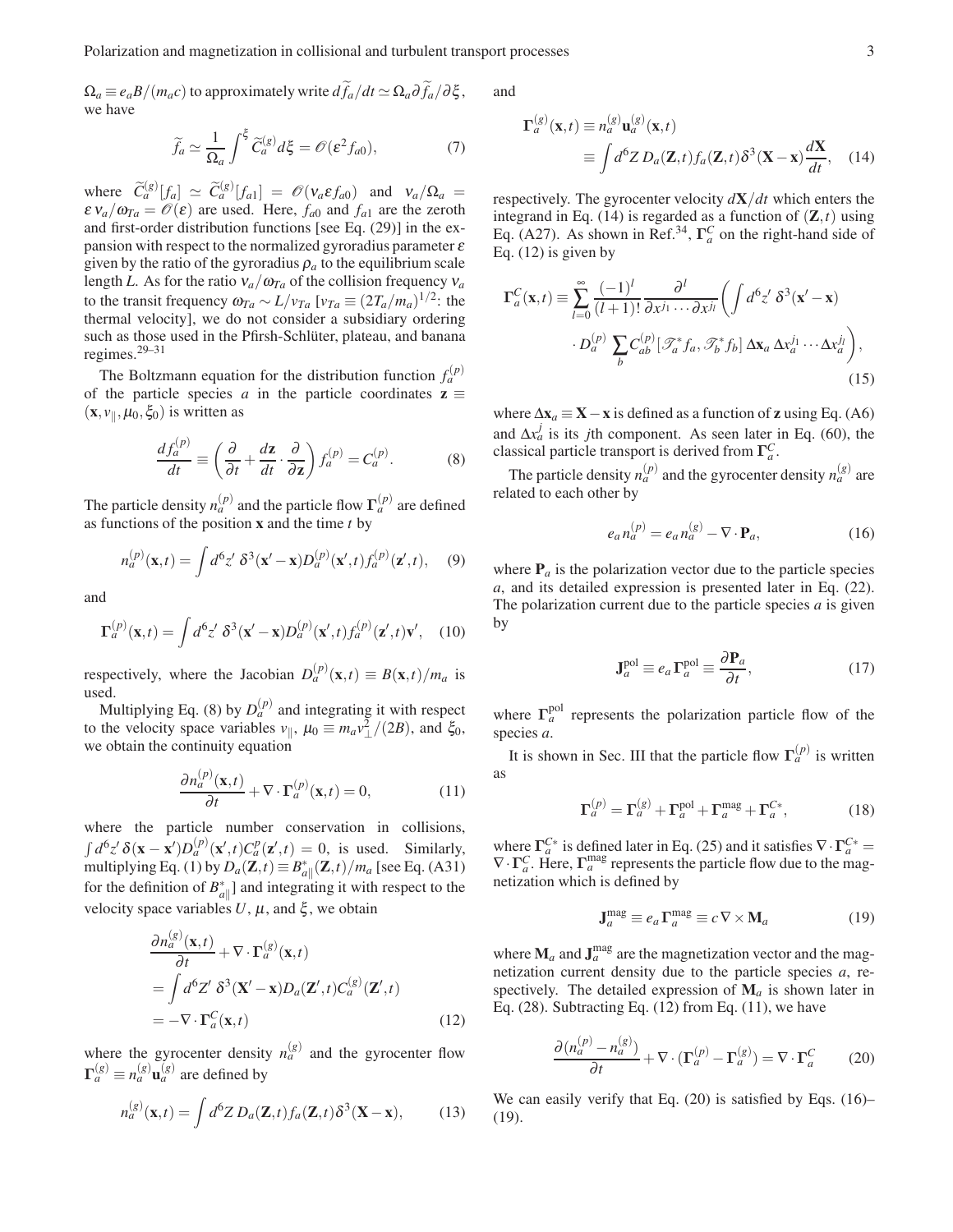$\Omega_a \equiv e_a B/(m_a c)$ to approximately write $d\widetilde{f}_a/dt \simeq \Omega_a \partial \widetilde{f}_a/\partial \xi$, we have

$$\widetilde{f}_a \simeq \frac{1}{\Omega_a}\int^{\xi} \widetilde{C}_a^{(g)} d\xi = \mathscr{O}(\varepsilon^2 f_{a0}), \tag{7}$$

where $\widetilde{C}_a^{(g)}[f_a] \simeq \widetilde{C}_a^{(g)}[f_{a1}] = \mathscr{O}(\nu_a \varepsilon f_{a0})$ and $\nu_a/\Omega_a = \varepsilon \nu_a/\omega_{Ta} = \mathscr{O}(\varepsilon)$ are used. Here, $f_{a0}$ and $f_{a1}$ are the zeroth and first-order distribution functions [see Eq. (29)] in the expansion with respect to the normalized gyroradius parameter $\varepsilon$ given by the ratio of the gyroradius $\rho_a$ to the equilibrium scale length $L$. As for the ratio $\nu_a/\omega_{Ta}$ of the collision frequency $\nu_a$ to the transit frequency $\omega_{Ta} \sim L/v_{Ta}$ [$v_{Ta} \equiv (2T_a/m_a)^{1/2}$: the thermal velocity], we do not consider a subsidiary ordering such as those used in the Pfirsh-Schlüter, plateau, and banana regimes.[29–31]

The Boltzmann equation for the distribution function $f_a^{(p)}$ of the particle species $a$ in the particle coordinates $\mathbf{z} \equiv (\mathbf{x}, v_\parallel, \mu_0, \xi_0)$ is written as

$$\frac{df_a^{(p)}}{dt} \equiv \left(\frac{\partial}{\partial t} + \frac{d\mathbf{z}}{dt}\cdot\frac{\partial}{\partial \mathbf{z}}\right) f_a^{(p)} = C_a^{(p)}. \tag{8}$$

The particle density $n_a^{(p)}$ and the particle flow $\mathbf{\Gamma}_a^{(p)}$ are defined as functions of the position $\mathbf{x}$ and the time $t$ by

$$n_a^{(p)}(\mathbf{x},t) = \int d^6 z'\, \delta^3(\mathbf{x}'-\mathbf{x}) D_a^{(p)}(\mathbf{x}',t) f_a^{(p)}(\mathbf{z}',t), \tag{9}$$

and

$$\mathbf{\Gamma}_a^{(p)}(\mathbf{x},t) = \int d^6 z'\, \delta^3(\mathbf{x}'-\mathbf{x}) D_a^{(p)}(\mathbf{x}',t) f_a^{(p)}(\mathbf{z}',t)\mathbf{v}', \tag{10}$$

respectively, where the Jacobian $D_a^{(p)}(\mathbf{x},t) \equiv B(\mathbf{x},t)/m_a$ is used.

Multiplying Eq. (8) by $D_a^{(p)}$ and integrating it with respect to the velocity space variables $v_\parallel$, $\mu_0 \equiv m_a v_\perp^2/(2B)$, and $\xi_0$, we obtain the continuity equation

$$\frac{\partial n_a^{(p)}(\mathbf{x},t)}{\partial t} + \nabla\cdot\mathbf{\Gamma}_a^{(p)}(\mathbf{x},t) = 0, \tag{11}$$

where the particle number conservation in collisions, $\int d^6 z'\, \delta(\mathbf{x}-\mathbf{x}') D_a^{(p)}(\mathbf{x}',t) C_a^{p}(\mathbf{z}',t) = 0$, is used. Similarly, multiplying Eq. (1) by $D_a(\mathbf{Z},t) \equiv B_{a\parallel}^*(\mathbf{Z},t)/m_a$ [see Eq. (A31) for the definition of $B_{a\parallel}^*$] and integrating it with respect to the velocity space variables $U$, $\mu$, and $\xi$, we obtain

$$\begin{aligned}
&\frac{\partial n_a^{(g)}(\mathbf{x},t)}{\partial t} + \nabla\cdot\mathbf{\Gamma}_a^{(g)}(\mathbf{x},t) \\
&= \int d^6 Z'\, \delta^3(\mathbf{X}'-\mathbf{x}) D_a(\mathbf{Z}',t) C_a^{(g)}(\mathbf{Z}',t) \\
&= -\nabla\cdot\mathbf{\Gamma}_a^{C}(\mathbf{x},t)
\end{aligned} \tag{12}$$

where the gyrocenter density $n_a^{(g)}$ and the gyrocenter flow $\mathbf{\Gamma}_a^{(g)} \equiv n_a^{(g)}\mathbf{u}_a^{(g)}$ are defined by

$$n_a^{(g)}(\mathbf{x},t) = \int d^6 Z\, D_a(\mathbf{Z},t) f_a(\mathbf{Z},t) \delta^3(\mathbf{X}-\mathbf{x}), \tag{13}$$

and

$$\begin{aligned}
\mathbf{\Gamma}_a^{(g)}(\mathbf{x},t) &\equiv n_a^{(g)}\mathbf{u}_a^{(g)}(\mathbf{x},t) \\
&\equiv \int d^6 Z\, D_a(\mathbf{Z},t) f_a(\mathbf{Z},t) \delta^3(\mathbf{X}-\mathbf{x})\frac{d\mathbf{X}}{dt},
\end{aligned} \tag{14}$$

respectively. The gyrocenter velocity $d\mathbf{X}/dt$ which enters the integrand in Eq. (14) is regarded as a function of $(\mathbf{Z},t)$ using Eq. (A27). As shown in Ref.[34], $\mathbf{\Gamma}_a^{C}$ on the right-hand side of Eq. (12) is given by

$$\begin{aligned}
\mathbf{\Gamma}_a^{C}(\mathbf{x},t) \equiv \sum_{l=0}^{\infty}\frac{(-1)^l}{(l+1)!}\frac{\partial^l}{\partial x^{j_1}\cdots\partial x^{j_l}}\bigg(\int d^6 z'\, \delta^3(\mathbf{x}'-\mathbf{x}) \\
\cdot D_a^{(p)} \sum_b C_{ab}^{(p)}[\mathscr{T}_a^* f_a, \mathscr{T}_b^* f_b]\, \Delta\mathbf{x}_a\, \Delta x_a^{j_1}\cdots\Delta x_a^{j_l}\bigg),
\end{aligned} \tag{15}$$

where $\Delta\mathbf{x}_a \equiv \mathbf{X}-\mathbf{x}$ is defined as a function of $\mathbf{z}$ using Eq. (A6) and $\Delta x_a^j$ is its $j$th component. As seen later in Eq. (60), the classical particle transport is derived from $\mathbf{\Gamma}_a^{C}$.

The particle density $n_a^{(p)}$ and the gyrocenter density $n_a^{(g)}$ are related to each other by

$$e_a n_a^{(p)} = e_a n_a^{(g)} - \nabla\cdot\mathbf{P}_a, \tag{16}$$

where $\mathbf{P}_a$ is the polarization vector due to the particle species $a$, and its detailed expression is presented later in Eq. (22). The polarization current due to the particle species $a$ is given by

$$\mathbf{J}_a^{\text{pol}} \equiv e_a \mathbf{\Gamma}_a^{\text{pol}} \equiv \frac{\partial \mathbf{P}_a}{\partial t}, \tag{17}$$

where $\mathbf{\Gamma}_a^{\text{pol}}$ represents the polarization particle flow of the species $a$.

It is shown in Sec. III that the particle flow $\mathbf{\Gamma}_a^{(p)}$ is written as

$$\mathbf{\Gamma}_a^{(p)} = \mathbf{\Gamma}_a^{(g)} + \mathbf{\Gamma}_a^{\text{pol}} + \mathbf{\Gamma}_a^{\text{mag}} + \mathbf{\Gamma}_a^{C*}, \tag{18}$$

where $\mathbf{\Gamma}_a^{C*}$ is defined later in Eq. (25) and it satisfies $\nabla\cdot\mathbf{\Gamma}_a^{C*} = \nabla\cdot\mathbf{\Gamma}_a^{C}$. Here, $\mathbf{\Gamma}_a^{\text{mag}}$ represents the particle flow due to the magnetization which is defined by

$$\mathbf{J}_a^{\text{mag}} \equiv e_a \mathbf{\Gamma}_a^{\text{mag}} \equiv c\nabla\times\mathbf{M}_a \tag{19}$$

where $\mathbf{M}_a$ and $\mathbf{J}_a^{\text{mag}}$ are the magnetization vector and the magnetization current density due to the particle species $a$, respectively. The detailed expression of $\mathbf{M}_a$ is shown later in Eq. (28). Subtracting Eq. (12) from Eq. (11), we have

$$\frac{\partial (n_a^{(p)} - n_a^{(g)})}{\partial t} + \nabla\cdot(\mathbf{\Gamma}_a^{(p)} - \mathbf{\Gamma}_a^{(g)}) = \nabla\cdot\mathbf{\Gamma}_a^{C} \tag{20}$$

We can easily verify that Eq. (20) is satisfied by Eqs. (16)–(19).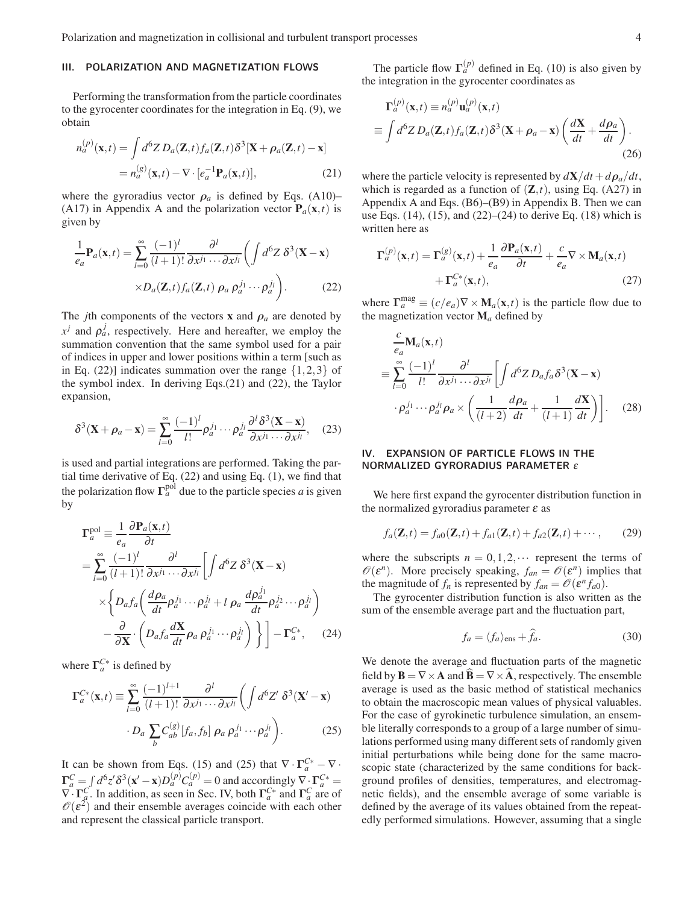## III. POLARIZATION AND MAGNETIZATION FLOWS

Performing the transformation from the particle coordinates to the gyrocenter coordinates for the integration in Eq. (9), we obtain

$$
\begin{aligned}
n_a^{(p)}(\mathbf{x},t) &= \int d^6Z\, D_a(\mathbf{Z},t) f_a(\mathbf{Z},t) \delta^3[\mathbf{X} + \boldsymbol{\rho}_a(\mathbf{Z},t) - \mathbf{x}] \\
&= n_a^{(g)}(\mathbf{x},t) - \nabla\cdot[e_a^{-1}\mathbf{P}_a(\mathbf{x},t)],
\end{aligned}
\tag{21}
$$

where the gyroradius vector $\boldsymbol{\rho}_a$ is defined by Eqs. (A10)–(A17) in Appendix A and the polarization vector $\mathbf{P}_a(\mathbf{x},t)$ is given by

$$
\frac{1}{e_a}\mathbf{P}_a(\mathbf{x},t) = \sum_{l=0}^{\infty} \frac{(-1)^l}{(l+1)!} \frac{\partial^l}{\partial x^{j_1}\cdots\partial x^{j_l}} \biggl( \int d^6Z\, \delta^3(\mathbf{X}-\mathbf{x}) \times D_a(\mathbf{Z},t) f_a(\mathbf{Z},t)\, \boldsymbol{\rho}_a\, \rho_a^{j_1}\cdots\rho_a^{j_l} \biggr). \tag{22}
$$

The $j$th components of the vectors $\mathbf{x}$ and $\boldsymbol{\rho}_a$ are denoted by $x^j$ and $\rho_a^j$, respectively. Here and hereafter, we employ the summation convention that the same symbol used for a pair of indices in upper and lower positions within a term [such as in Eq. (22)] indicates summation over the range $\{1,2,3\}$ of the symbol index. In deriving Eqs.(21) and (22), the Taylor expansion,

$$
\delta^3(\mathbf{X}+\boldsymbol{\rho}_a-\mathbf{x}) = \sum_{l=0}^{\infty} \frac{(-1)^l}{l!} \rho_a^{j_1}\cdots\rho_a^{j_l} \frac{\partial^l \delta^3(\mathbf{X}-\mathbf{x})}{\partial x^{j_1}\cdots\partial x^{j_l}}, \tag{23}
$$

is used and partial integrations are performed. Taking the partial time derivative of Eq. (22) and using Eq. (1), we find that the polarization flow $\boldsymbol{\Gamma}_a^{\rm pol}$ due to the particle species $a$ is given by

$$
\begin{aligned}
\boldsymbol{\Gamma}_a^{\rm pol} &\equiv \frac{1}{e_a}\frac{\partial \mathbf{P}_a(\mathbf{x},t)}{\partial t} \\
&= \sum_{l=0}^{\infty} \frac{(-1)^l}{(l+1)!} \frac{\partial^l}{\partial x^{j_1}\cdots\partial x^{j_l}} \biggl[ \int d^6Z\, \delta^3(\mathbf{X}-\mathbf{x}) \\
&\quad \times \biggl\{ D_a f_a \biggl( \frac{d\boldsymbol{\rho}_a}{dt}\rho_a^{j_1}\cdots\rho_a^{j_l} + l\, \boldsymbol{\rho}_a\, \frac{d\rho_a^{j_1}}{dt}\rho_a^{j_2}\cdots\rho_a^{j_l} \biggr) \\
&\quad - \frac{\partial}{\partial \mathbf{X}}\cdot \biggl( D_a f_a \frac{d\mathbf{X}}{dt} \boldsymbol{\rho}_a\, \rho_a^{j_1}\cdots\rho_a^{j_l} \biggr) \biggr\} \biggr] - \boldsymbol{\Gamma}_a^{C*},
\end{aligned}
\tag{24}
$$

where $\boldsymbol{\Gamma}_a^{C*}$ is defined by

$$
\boldsymbol{\Gamma}_a^{C*}(\mathbf{x},t) \equiv \sum_{l=0}^{\infty} \frac{(-1)^{l+1}}{(l+1)!} \frac{\partial^l}{\partial x^{j_1}\cdots\partial x^{j_l}} \biggl( \int d^6Z'\, \delta^3(\mathbf{X}'-\mathbf{x}) \cdot D_a \sum_b C_{ab}^{(g)}[f_a,f_b]\, \boldsymbol{\rho}_a\, \rho_a^{j_1}\cdots\rho_a^{j_l} \biggr). \tag{25}
$$

It can be shown from Eqs. (15) and (25) that $\nabla\cdot\boldsymbol{\Gamma}_a^{C*} - \nabla\cdot\boldsymbol{\Gamma}_a^{C} = \int d^6z' \delta^3(\mathbf{x}'-\mathbf{x}) D_a^{(p)} C_a^{(p)} = 0$ and accordingly $\nabla\cdot\boldsymbol{\Gamma}_a^{C*} = \nabla\cdot\boldsymbol{\Gamma}_a^{C}$. In addition, as seen in Sec. IV, both $\boldsymbol{\Gamma}_a^{C*}$ and $\boldsymbol{\Gamma}_a^{C}$ are of $\mathscr{O}(\varepsilon^2)$ and their ensemble averages coincide with each other and represent the classical particle transport.

The particle flow $\boldsymbol{\Gamma}_a^{(p)}$ defined in Eq. (10) is also given by the integration in the gyrocenter coordinates as

$$
\begin{aligned}
\boldsymbol{\Gamma}_a^{(p)}(\mathbf{x},t) &\equiv n_a^{(p)}\mathbf{u}_a^{(p)}(\mathbf{x},t) \\
&\equiv \int d^6Z\, D_a(\mathbf{Z},t) f_a(\mathbf{Z},t) \delta^3(\mathbf{X}+\boldsymbol{\rho}_a-\mathbf{x}) \left( \frac{d\mathbf{X}}{dt} + \frac{d\boldsymbol{\rho}_a}{dt} \right).
\end{aligned}
\tag{26}
$$

where the particle velocity is represented by $d\mathbf{X}/dt + d\boldsymbol{\rho}_a/dt$, which is regarded as a function of $(\mathbf{Z},t)$, using Eq. (A27) in Appendix A and Eqs. (B6)–(B9) in Appendix B. Then we can use Eqs. (14), (15), and (22)–(24) to derive Eq. (18) which is written here as

$$
\begin{aligned}
\boldsymbol{\Gamma}_a^{(p)}(\mathbf{x},t) &= \boldsymbol{\Gamma}_a^{(g)}(\mathbf{x},t) + \frac{1}{e_a}\frac{\partial \mathbf{P}_a(\mathbf{x},t)}{\partial t} + \frac{c}{e_a}\nabla\times\mathbf{M}_a(\mathbf{x},t) \\
&\quad + \boldsymbol{\Gamma}_a^{C*}(\mathbf{x},t),
\end{aligned}
\tag{27}
$$

where $\boldsymbol{\Gamma}_a^{\rm mag} \equiv (c/e_a)\nabla\times\mathbf{M}_a(\mathbf{x},t)$ is the particle flow due to the magnetization vector $\mathbf{M}_a$ defined by

$$
\begin{aligned}
&\frac{c}{e_a}\mathbf{M}_a(\mathbf{x},t) \\
&\equiv \sum_{l=0}^{\infty} \frac{(-1)^l}{l!} \frac{\partial^l}{\partial x^{j_1}\cdots\partial x^{j_l}} \biggl[ \int d^6Z\, D_a f_a \delta^3(\mathbf{X}-\mathbf{x}) \\
&\quad \cdot \rho_a^{j_1}\cdots\rho_a^{j_l}\, \boldsymbol{\rho}_a \times \biggl( \frac{1}{(l+2)}\frac{d\boldsymbol{\rho}_a}{dt} + \frac{1}{(l+1)}\frac{d\mathbf{X}}{dt} \biggr) \biggr].
\end{aligned}
\tag{28}
$$

## IV. EXPANSION OF PARTICLE FLOWS IN THE NORMALIZED GYRORADIUS PARAMETER $\varepsilon$

We here first expand the gyrocenter distribution function in the normalized gyroradius parameter $\varepsilon$ as

$$
f_a(\mathbf{Z},t) = f_{a0}(\mathbf{Z},t) + f_{a1}(\mathbf{Z},t) + f_{a2}(\mathbf{Z},t) + \cdots, \tag{29}
$$

where the subscripts $n = 0,1,2,\cdots$ represent the terms of $\mathscr{O}(\varepsilon^n)$. More precisely speaking, $f_{an} = \mathscr{O}(\varepsilon^n)$ implies that the magnitude of $f_n$ is represented by $f_{an} = \mathscr{O}(\varepsilon^n f_{a0})$.

The gyrocenter distribution function is also written as the sum of the ensemble average part and the fluctuation part,

$$
f_a = \langle f_a\rangle_{\rm ens} + \widehat{f}_a. \tag{30}
$$

We denote the average and fluctuation parts of the magnetic field by $\mathbf{B} = \nabla\times\mathbf{A}$ and $\widehat{\mathbf{B}} = \nabla\times\widehat{\mathbf{A}}$, respectively. The ensemble average is used as the basic method of statistical mechanics to obtain the macroscopic mean values of physical valuables. For the case of gyrokinetic turbulence simulation, an ensemble literally corresponds to a group of a large number of simulations performed using many different sets of randomly given initial perturbations while being done for the same macroscopic state (characterized by the same conditions for background profiles of densities, temperatures, and electromagnetic fields), and the ensemble average of some variable is defined by the average of its values obtained from the repeatedly performed simulations. However, assuming that a single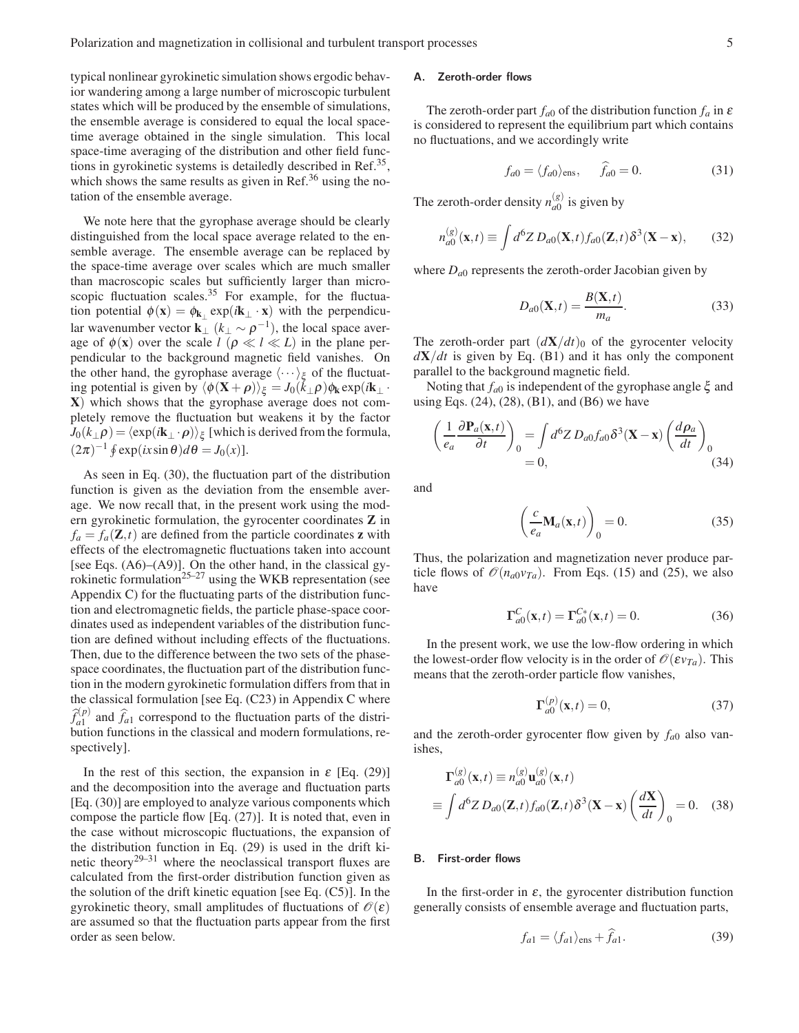typical nonlinear gyrokinetic simulation shows ergodic behavior wandering among a large number of microscopic turbulent states which will be produced by the ensemble of simulations, the ensemble average is considered to equal the local space-time average obtained in the single simulation. This local space-time averaging of the distribution and other field functions in gyrokinetic systems is detailedly described in Ref.[35], which shows the same results as given in Ref.[36] using the notation of the ensemble average.

We note here that the gyrophase average should be clearly distinguished from the local space average related to the ensemble average. The ensemble average can be replaced by the space-time average over scales which are much smaller than macroscopic scales but sufficiently larger than microscopic fluctuation scales.[35] For example, for the fluctuation potential $\phi(\mathbf{x}) = \phi_{\mathbf{k}_\perp} \exp(i\mathbf{k}_\perp \cdot \mathbf{x})$ with the perpendicular wavenumber vector $\mathbf{k}_\perp$ ($k_\perp \sim \rho^{-1}$), the local space average of $\phi(\mathbf{x})$ over the scale $l$ ($\rho \ll l \ll L$) in the plane perpendicular to the background magnetic field vanishes. On the other hand, the gyrophase average $\langle \cdots \rangle_\xi$ of the fluctuating potential is given by $\langle \phi(\mathbf{X} + \boldsymbol{\rho}) \rangle_\xi = J_0(k_\perp \rho) \phi_{\mathbf{k}} \exp(i\mathbf{k}_\perp \cdot \mathbf{X})$ which shows that the gyrophase average does not completely remove the fluctuation but weakens it by the factor $J_0(k_\perp \rho) = \langle \exp(i\mathbf{k}_\perp \cdot \boldsymbol{\rho}) \rangle_\xi$ [which is derived from the formula, $(2\pi)^{-1} \oint \exp(ix \sin\theta) d\theta = J_0(x)$].

As seen in Eq. (30), the fluctuation part of the distribution function is given as the deviation from the ensemble average. We now recall that, in the present work using the modern gyrokinetic formulation, the gyrocenter coordinates $\mathbf{Z}$ in $f_a = f_a(\mathbf{Z}, t)$ are defined from the particle coordinates $\mathbf{z}$ with effects of the electromagnetic fluctuations taken into account [see Eqs. (A6)–(A9)]. On the other hand, in the classical gyrokinetic formulation[25–27] using the WKB representation (see Appendix C) for the fluctuating parts of the distribution function and electromagnetic fields, the particle phase-space coordinates used as independent variables of the distribution function are defined without including effects of the fluctuations. Then, due to the difference between the two sets of the phase-space coordinates, the fluctuation part of the distribution function in the modern gyrokinetic formulation differs from that in the classical formulation [see Eq. (C23) in Appendix C where $\widehat{f}_{a1}^{(p)}$ and $\widehat{f}_{a1}$ correspond to the fluctuation parts of the distribution functions in the classical and modern formulations, respectively].

In the rest of this section, the expansion in $\varepsilon$ [Eq. (29)] and the decomposition into the average and fluctuation parts [Eq. (30)] are employed to analyze various components which compose the particle flow [Eq. (27)]. It is noted that, even in the case without microscopic fluctuations, the expansion of the distribution function in Eq. (29) is used in the drift kinetic theory[29–31] where the neoclassical transport fluxes are calculated from the first-order distribution function given as the solution of the drift kinetic equation [see Eq. (C5)]. In the gyrokinetic theory, small amplitudes of fluctuations of $\mathscr{O}(\varepsilon)$ are assumed so that the fluctuation parts appear from the first order as seen below.

### A. Zeroth-order flows

The zeroth-order part $f_{a0}$ of the distribution function $f_a$ in $\varepsilon$ is considered to represent the equilibrium part which contains no fluctuations, and we accordingly write

$$f_{a0} = \langle f_{a0} \rangle_{\rm ens}, \quad \widehat{f}_{a0} = 0. \tag{31}$$

The zeroth-order density $n_{a0}^{(g)}$ is given by

$$n_{a0}^{(g)}(\mathbf{x}, t) \equiv \int d^6 Z\, D_{a0}(\mathbf{X}, t) f_{a0}(\mathbf{Z}, t) \delta^3(\mathbf{X} - \mathbf{x}), \tag{32}$$

where $D_{a0}$ represents the zeroth-order Jacobian given by

$$D_{a0}(\mathbf{X}, t) = \frac{B(\mathbf{X}, t)}{m_a}. \tag{33}$$

The zeroth-order part $(d\mathbf{X}/dt)_0$ of the gyrocenter velocity $d\mathbf{X}/dt$ is given by Eq. (B1) and it has only the component parallel to the background magnetic field.

Noting that $f_{a0}$ is independent of the gyrophase angle $\xi$ and using Eqs. (24), (28), (B1), and (B6) we have

$$\left( \frac{1}{e_a} \frac{\partial \mathbf{P}_a(\mathbf{x}, t)}{\partial t} \right)_0 = \int d^6 Z\, D_{a0} f_{a0} \delta^3(\mathbf{X} - \mathbf{x}) \left( \frac{d\boldsymbol{\rho}_a}{dt} \right)_0 = 0, \tag{34}$$

and

$$\left( \frac{c}{e_a} \mathbf{M}_a(\mathbf{x}, t) \right)_0 = 0. \tag{35}$$

Thus, the polarization and magnetization never produce particle flows of $\mathscr{O}(n_{a0} v_{Ta})$. From Eqs. (15) and (25), we also have

$$\boldsymbol{\Gamma}_{a0}^{C}(\mathbf{x}, t) = \boldsymbol{\Gamma}_{a0}^{C*}(\mathbf{x}, t) = 0. \tag{36}$$

In the present work, we use the low-flow ordering in which the lowest-order flow velocity is in the order of $\mathscr{O}(\varepsilon v_{Ta})$. This means that the zeroth-order particle flow vanishes,

$$\boldsymbol{\Gamma}_{a0}^{(p)}(\mathbf{x}, t) = 0, \tag{37}$$

and the zeroth-order gyrocenter flow given by $f_{a0}$ also vanishes,

$$\boldsymbol{\Gamma}_{a0}^{(g)}(\mathbf{x}, t) \equiv n_{a0}^{(g)} \mathbf{u}_{a0}^{(g)}(\mathbf{x}, t) \equiv \int d^6 Z\, D_{a0}(\mathbf{Z}, t) f_{a0}(\mathbf{Z}, t) \delta^3(\mathbf{X} - \mathbf{x}) \left( \frac{d\mathbf{X}}{dt} \right)_0 = 0. \tag{38}$$

### B. First-order flows

In the first-order in $\varepsilon$, the gyrocenter distribution function generally consists of ensemble average and fluctuation parts,

$$f_{a1} = \langle f_{a1} \rangle_{\rm ens} + \widehat{f}_{a1}. \tag{39}$$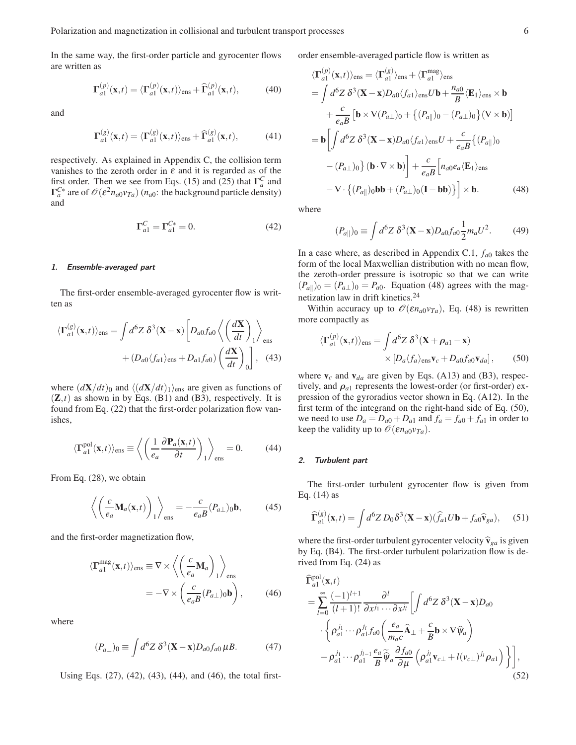In the same way, the first-order particle and gyrocenter flows are written as

$$\mathbf{\Gamma}_{a1}^{(p)}(\mathbf{x},t) = \langle \mathbf{\Gamma}_{a1}^{(p)}(\mathbf{x},t)\rangle_{\rm ens} + \widehat{\mathbf{\Gamma}}_{a1}^{(p)}(\mathbf{x},t), \tag{40}$$

and

$$\mathbf{\Gamma}_{a1}^{(g)}(\mathbf{x},t) = \langle \mathbf{\Gamma}_{a1}^{(g)}(\mathbf{x},t)\rangle_{\rm ens} + \widehat{\mathbf{\Gamma}}_{a1}^{(g)}(\mathbf{x},t), \tag{41}$$

respectively. As explained in Appendix C, the collision term vanishes to the zeroth order in $\varepsilon$ and it is regarded as of the first order. Then we see from Eqs. (15) and (25) that $\mathbf{\Gamma}_a^C$ and $\mathbf{\Gamma}_a^{C*}$ are of $\mathscr{O}(\varepsilon^2 n_{a0} v_{Ta})$ ($n_{a0}$: the background particle density) and

$$\mathbf{\Gamma}_{a1}^C = \mathbf{\Gamma}_{a1}^{C*} = 0. \tag{42}$$

#### 1. Ensemble-averaged part

The first-order ensemble-averaged gyrocenter flow is written as

$$\langle \mathbf{\Gamma}_{a1}^{(g)}(\mathbf{x},t)\rangle_{\rm ens} = \int d^6 Z\, \delta^3(\mathbf{X}-\mathbf{x}) \left[ D_{a0} f_{a0} \left\langle \left(\frac{d\mathbf{X}}{dt}\right)_1 \right\rangle_{\rm ens} + (D_{a0}\langle f_{a1}\rangle_{\rm ens} + D_{a1} f_{a0}) \left(\frac{d\mathbf{X}}{dt}\right)_0 \right], \tag{43}$$

where $(d\mathbf{X}/dt)_0$ and $\langle (d\mathbf{X}/dt)_1\rangle_{\rm ens}$ are given as functions of $(\mathbf{Z},t)$ as shown in by Eqs. (B1) and (B3), respectively. It is found from Eq. (22) that the first-order polarization flow vanishes,

$$\langle \mathbf{\Gamma}_{a1}^{\rm pol}(\mathbf{x},t)\rangle_{\rm ens} \equiv \left\langle \left( \frac{1}{e_a} \frac{\partial \mathbf{P}_a(\mathbf{x},t)}{\partial t}\right)_1 \right\rangle_{\rm ens} = 0. \tag{44}$$

From Eq. (28), we obtain

$$\left\langle \left( \frac{c}{e_a} \mathbf{M}_a(\mathbf{x},t)\right)_1 \right\rangle_{\rm ens} = -\frac{c}{e_a B} (P_{a\perp})_0 \mathbf{b}, \tag{45}$$

and the first-order magnetization flow,

$$\langle \mathbf{\Gamma}_{a1}^{\rm mag}(\mathbf{x},t)\rangle_{\rm ens} \equiv \nabla \times \left\langle \left( \frac{c}{e_a} \mathbf{M}_a\right)_1 \right\rangle_{\rm ens} = -\nabla \times \left( \frac{c}{e_a B}(P_{a\perp})_0 \mathbf{b}\right), \tag{46}$$

where

$$(P_{a\perp})_0 \equiv \int d^6 Z\, \delta^3(\mathbf{X}-\mathbf{x}) D_{a0} f_{a0}\, \mu B. \tag{47}$$

Using Eqs. (27), (42), (43), (44), and (46), the total first-order ensemble-averaged particle flow is written as

$$\begin{aligned}
\langle \mathbf{\Gamma}_{a1}^{(p)}(\mathbf{x},t)\rangle_{\rm ens} &= \langle \mathbf{\Gamma}_{a1}^{(g)}\rangle_{\rm ens} + \langle \mathbf{\Gamma}_{a1}^{\rm mag}\rangle_{\rm ens} \\
&= \int d^6 Z\, \delta^3(\mathbf{X}-\mathbf{x}) D_{a0} \langle f_{a1}\rangle_{\rm ens} U \mathbf{b} + \frac{n_{a0}}{B} \langle \mathbf{E}_1\rangle_{\rm ens} \times \mathbf{b} \\
&\quad + \frac{c}{e_a B} \left[ \mathbf{b}\times \nabla (P_{a\perp})_0 + \left\{ (P_{a\|})_0 - (P_{a\perp})_0 \right\} (\nabla \times \mathbf{b}) \right] \\
&= \mathbf{b} \left[ \int d^6 Z\, \delta^3(\mathbf{X}-\mathbf{x}) D_{a0} \langle f_{a1}\rangle_{\rm ens} U + \frac{c}{e_a B} \left\{ (P_{a\|})_0 - (P_{a\perp})_0 \right\} (\mathbf{b}\cdot \nabla \times \mathbf{b}) \right] + \frac{c}{e_a B} \left[ n_{a0} e_a \langle \mathbf{E}_1\rangle_{\rm ens} \right. \\
&\quad \left. - \nabla \cdot \left\{ (P_{a\|})_0 \mathbf{b}\mathbf{b} + (P_{a\perp})_0 (\mathbf{I} - \mathbf{b}\mathbf{b}) \right\} \right] \times \mathbf{b}.
\end{aligned} \tag{48}$$

where

$$(P_{a\|})_0 \equiv \int d^6 Z\, \delta^3(\mathbf{X}-\mathbf{x}) D_{a0} f_{a0} \frac{1}{2} m_a U^2. \tag{49}$$

In a case where, as described in Appendix C.1, $f_{a0}$ takes the form of the local Maxwellian distribution with no mean flow, the zeroth-order pressure is isotropic so that we can write $(P_{a\|})_0 = (P_{a\perp})_0 = P_{a0}$. Equation (48) agrees with the magnetization law in drift kinetics.[24]

Within accuracy up to $\mathscr{O}(\varepsilon n_{a0} v_{Ta})$, Eq. (48) is rewritten more compactly as

$$\langle \mathbf{\Gamma}_{a1}^{(p)}(\mathbf{x},t)\rangle_{\rm ens} = \int d^6 Z\, \delta^3(\mathbf{X} + \boldsymbol{\rho}_{a1} - \mathbf{x}) \times \left[ D_a \langle f_a\rangle_{\rm ens} \mathbf{v}_c + D_{a0} f_{a0} \mathbf{v}_{da} \right], \tag{50}$$

where $\mathbf{v}_c$ and $\mathbf{v}_{da}$ are given by Eqs. (A13) and (B3), respectively, and $\boldsymbol{\rho}_{a1}$ represents the lowest-order (or first-order) expression of the gyroradius vector shown in Eq. (A12). In the first term of the integrand on the right-hand side of Eq. (50), we need to use $D_a = D_{a0} + D_{a1}$ and $f_a = f_{a0} + f_{a1}$ in order to keep the validity up to $\mathscr{O}(\varepsilon n_{a0} v_{Ta})$.

#### 2. Turbulent part

The first-order turbulent gyrocenter flow is given from Eq. (14) as

$$\widehat{\mathbf{\Gamma}}_{a1}^{(g)}(\mathbf{x},t) = \int d^6 Z\, D_0 \delta^3(\mathbf{X}-\mathbf{x}) (\widehat{f}_{a1} U \mathbf{b} + f_{a0} \widehat{\mathbf{v}}_{ga}), \tag{51}$$

where the first-order turbulent gyrocenter velocity $\widehat{\mathbf{v}}_{ga}$ is given by Eq. (B4). The first-order turbulent polarization flow is derived from Eq. (24) as

$$\begin{aligned}
\widehat{\mathbf{\Gamma}}_{a1}^{\rm pol}(\mathbf{x},t) &= \sum_{l=0}^{\infty} \frac{(-1)^{l+1}}{(l+1)!} \frac{\partial^l}{\partial x^{j_1} \cdots \partial x^{j_l}} \left[ \int d^6 Z\, \delta^3(\mathbf{X}-\mathbf{x}) D_{a0} \right. \\
&\quad \cdot \left\{ \rho_{a1}^{j_1} \cdots \rho_{a1}^{j_l} f_{a0} \left( \frac{e_a}{m_a c} \widehat{\mathbf{A}}_\perp + \frac{c}{B} \mathbf{b} \times \nabla \widehat{\psi}_a \right) \right. \\
&\quad \left. \left. - \rho_{a1}^{j_1} \cdots \rho_{a1}^{j_{l-1}} \frac{e_a}{B} \widetilde{\widehat{\psi}}_a \frac{\partial f_{a0}}{\partial \mu} \left( \rho_{a1}^{j_l} \mathbf{v}_{c\perp} + l (v_{c\perp})^{j_l} \boldsymbol{\rho}_{a1} \right) \right\} \right],
\end{aligned} \tag{52}$$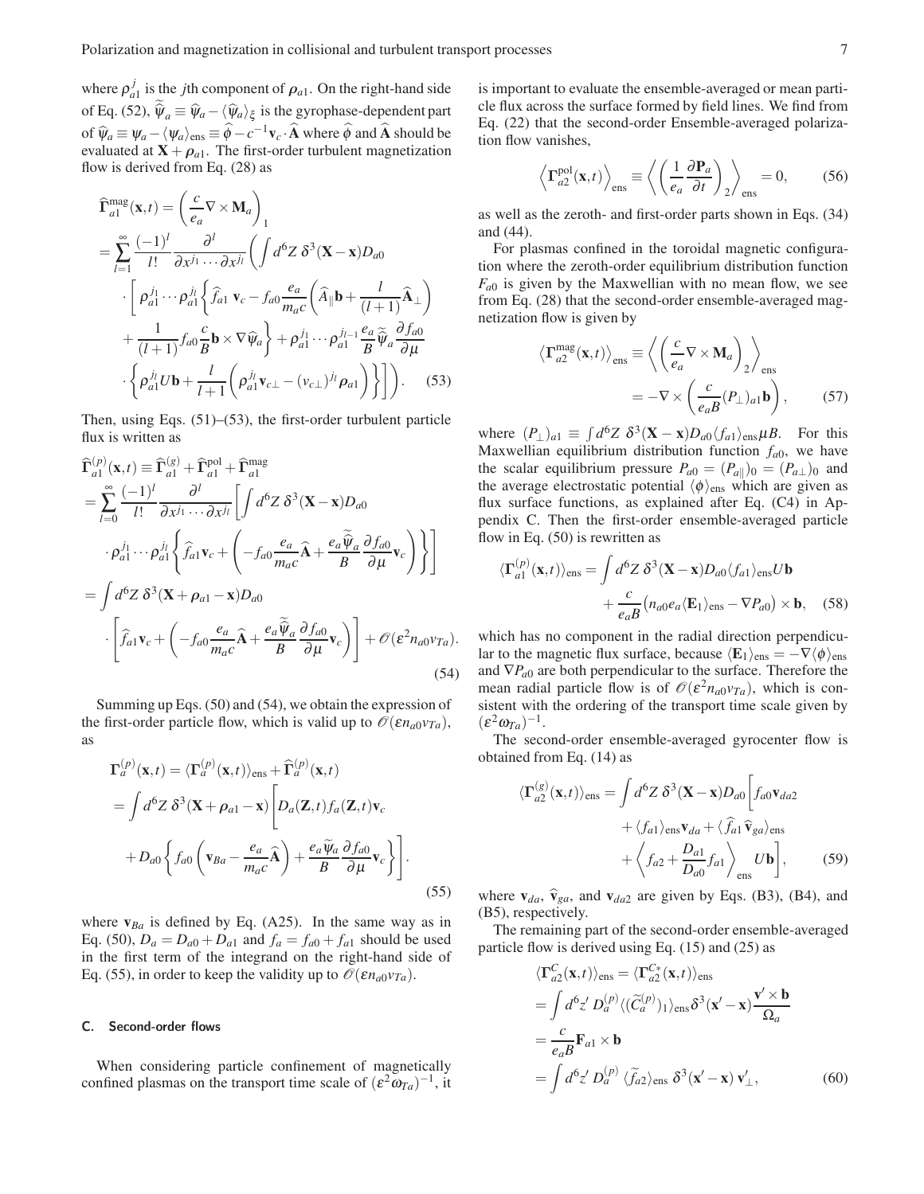where $\rho_{a1}^j$ is the $j$th component of $\boldsymbol{\rho}_{a1}$. On the right-hand side of Eq. (52), $\widetilde{\widehat{\psi}}_a \equiv \widehat{\psi}_a - \langle \widehat{\psi}_a \rangle_\xi$ is the gyrophase-dependent part of $\widehat{\psi}_a \equiv \psi_a - \langle \psi_a \rangle_{\rm ens} \equiv \widehat{\phi} - c^{-1}\mathbf{v}_c \cdot \widehat{\mathbf{A}}$ where $\widehat{\phi}$ and $\widehat{\mathbf{A}}$ should be evaluated at $\mathbf{X} + \boldsymbol{\rho}_{a1}$. The first-order turbulent magnetization flow is derived from Eq. (28) as

$$
\begin{aligned}
\widehat{\boldsymbol{\Gamma}}_{a1}^{\rm mag}(\mathbf{x},t) &= \left( \frac{c}{e_a} \nabla \times \mathbf{M}_a \right)_1 \\
&= \sum_{l=1}^{\infty} \frac{(-1)^l}{l!} \frac{\partial^l}{\partial x^{j_1} \cdots \partial x^{j_l}} \left( \int d^6 Z\, \delta^3(\mathbf{X} - \mathbf{x}) D_{a0} \right. \\
&\quad \cdot \left[ \rho_{a1}^{j_1} \cdots \rho_{a1}^{j_l} \left\{ \widehat{f}_{a1}\, \mathbf{v}_c - f_{a0} \frac{e_a}{m_a c} \left( \widehat{A}_\parallel \mathbf{b} + \frac{l}{(l+1)} \widehat{\mathbf{A}}_\perp \right) \right. \right. \\
&\quad \left. + \frac{1}{(l+1)} f_{a0} \frac{c}{B} \mathbf{b} \times \nabla \widehat{\psi}_a \right\} + \rho_{a1}^{j_1} \cdots \rho_{a1}^{j_{l-1}} \frac{e_a}{B} \widetilde{\widehat{\psi}}_a \frac{\partial f_{a0}}{\partial \mu} \\
&\quad \left. \left. \cdot \left\{ \rho_{a1}^{j_l} U \mathbf{b} + \frac{l}{l+1} \left( \rho_{a1}^{j_l} \mathbf{v}_{c\perp} - (v_{c\perp})^{j_l} \boldsymbol{\rho}_{a1} \right) \right\} \right] \right). \quad (53)
\end{aligned}
$$

Then, using Eqs. (51)–(53), the first-order turbulent particle flux is written as

$$
\begin{aligned}
\widehat{\boldsymbol{\Gamma}}_{a1}^{(p)}(\mathbf{x},t) &\equiv \widehat{\boldsymbol{\Gamma}}_{a1}^{(g)} + \widehat{\boldsymbol{\Gamma}}_{a1}^{\rm pol} + \widehat{\boldsymbol{\Gamma}}_{a1}^{\rm mag} \\
&= \sum_{l=0}^{\infty} \frac{(-1)^l}{l!} \frac{\partial^l}{\partial x^{j_1} \cdots \partial x^{j_l}} \left[ \int d^6 Z\, \delta^3(\mathbf{X} - \mathbf{x}) D_{a0} \right. \\
&\quad \left. \cdot \rho_{a1}^{j_1} \cdots \rho_{a1}^{j_l} \left\{ \widehat{f}_{a1} \mathbf{v}_c + \left( -f_{a0} \frac{e_a}{m_a c} \widehat{\mathbf{A}} + \frac{e_a \widetilde{\widehat{\psi}}_a}{B} \frac{\partial f_{a0}}{\partial \mu} \mathbf{v}_c \right) \right\} \right] \\
&= \int d^6 Z\, \delta^3(\mathbf{X} + \boldsymbol{\rho}_{a1} - \mathbf{x}) D_{a0} \\
&\quad \cdot \left[ \widehat{f}_{a1} \mathbf{v}_c + \left( -f_{a0} \frac{e_a}{m_a c} \widehat{\mathbf{A}} + \frac{e_a \widetilde{\widehat{\psi}}_a}{B} \frac{\partial f_{a0}}{\partial \mu} \mathbf{v}_c \right) \right] + \mathscr{O}(\varepsilon^2 n_{a0} v_{Ta}).
\end{aligned}
\quad (54)
$$

Summing up Eqs. (50) and (54), we obtain the expression of the first-order particle flow, which is valid up to $\mathscr{O}(\varepsilon n_{a0} v_{Ta})$, as

$$
\begin{aligned}
\boldsymbol{\Gamma}_a^{(p)}(\mathbf{x},t) &= \langle \boldsymbol{\Gamma}_a^{(p)}(\mathbf{x},t) \rangle_{\rm ens} + \widehat{\boldsymbol{\Gamma}}_a^{(p)}(\mathbf{x},t) \\
&= \int d^6 Z\, \delta^3(\mathbf{X} + \boldsymbol{\rho}_{a1} - \mathbf{x}) \left[ D_a(\mathbf{Z},t) f_a(\mathbf{Z},t) \mathbf{v}_c \right. \\
&\quad \left. + D_{a0} \left\{ f_{a0} \left( \mathbf{v}_{Ba} - \frac{e_a}{m_a c} \widehat{\mathbf{A}} \right) + \frac{e_a \widetilde{\psi}_a}{B} \frac{\partial f_{a0}}{\partial \mu} \mathbf{v}_c \right\} \right].
\end{aligned}
\quad (55)
$$

where $\mathbf{v}_{Ba}$ is defined by Eq. (A25). In the same way as in Eq. (50), $D_a = D_{a0} + D_{a1}$ and $f_a = f_{a0} + f_{a1}$ should be used in the first term of the integrand on the right-hand side of Eq. (55), in order to keep the validity up to $\mathscr{O}(\varepsilon n_{a0} v_{Ta})$.

### C. Second-order flows

When considering particle confinement of magnetically confined plasmas on the transport time scale of $(\varepsilon^2 \omega_{Ta})^{-1}$, it is important to evaluate the ensemble-averaged or mean particle flux across the surface formed by field lines. We find from Eq. (22) that the second-order Ensemble-averaged polarization flow vanishes,

$$
\left\langle \boldsymbol{\Gamma}_{a2}^{\rm pol}(\mathbf{x},t) \right\rangle_{\rm ens} \equiv \left\langle \left( \frac{1}{e_a} \frac{\partial \mathbf{P}_a}{\partial t} \right)_2 \right\rangle_{\rm ens} = 0, \quad (56)
$$

as well as the zeroth- and first-order parts shown in Eqs. (34) and (44).

For plasmas confined in the toroidal magnetic configuration where the zeroth-order equilibrium distribution function $F_{a0}$ is given by the Maxwellian with no mean flow, we see from Eq. (28) that the second-order ensemble-averaged magnetization flow is given by

$$
\begin{aligned}
\left\langle \boldsymbol{\Gamma}_{a2}^{\rm mag}(\mathbf{x},t) \right\rangle_{\rm ens} &\equiv \left\langle \left( \frac{c}{e_a} \nabla \times \mathbf{M}_a \right)_2 \right\rangle_{\rm ens} \\
&= -\nabla \times \left( \frac{c}{e_a B} (P_\perp)_{a1} \mathbf{b} \right),
\end{aligned}
\quad (57)
$$

where $(P_\perp)_{a1} \equiv \int d^6 Z\, \delta^3(\mathbf{X} - \mathbf{x}) D_{a0} \langle f_{a1} \rangle_{\rm ens} \mu B$. For this Maxwellian equilibrium distribution function $f_{a0}$, we have the scalar equilibrium pressure $P_{a0} = (P_{a\parallel})_0 = (P_{a\perp})_0$ and the average electrostatic potential $\langle \phi \rangle_{\rm ens}$ which are given as flux surface functions, as explained after Eq. (C4) in Appendix C. Then the first-order ensemble-averaged particle flow in Eq. (50) is rewritten as

$$
\begin{aligned}
\langle \boldsymbol{\Gamma}_{a1}^{(p)}(\mathbf{x},t) \rangle_{\rm ens} &= \int d^6 Z\, \delta^3(\mathbf{X} - \mathbf{x}) D_{a0} \langle f_{a1} \rangle_{\rm ens} U \mathbf{b} \\
&\quad + \frac{c}{e_a B} \left( n_{a0} e_a \langle \mathbf{E}_1 \rangle_{\rm ens} - \nabla P_{a0} \right) \times \mathbf{b}, \quad (58)
\end{aligned}
$$

which has no component in the radial direction perpendicular to the magnetic flux surface, because $\langle \mathbf{E}_1 \rangle_{\rm ens} = -\nabla \langle \phi \rangle_{\rm ens}$ and $\nabla P_{a0}$ are both perpendicular to the surface. Therefore the mean radial particle flow is of $\mathscr{O}(\varepsilon^2 n_{a0} v_{Ta})$, which is consistent with the ordering of the transport time scale given by $(\varepsilon^2 \omega_{Ta})^{-1}$.

The second-order ensemble-averaged gyrocenter flow is obtained from Eq. (14) as

$$
\begin{aligned}
\langle \boldsymbol{\Gamma}_{a2}^{(g)}(\mathbf{x},t) \rangle_{\rm ens} &= \int d^6 Z\, \delta^3(\mathbf{X} - \mathbf{x}) D_{a0} \left[ f_{a0} \mathbf{v}_{da2} \right. \\
&\quad + \langle f_{a1} \rangle_{\rm ens} \mathbf{v}_{da} + \langle \widehat{f}_{a1}\, \widehat{\mathbf{v}}_{ga} \rangle_{\rm ens} \\
&\quad \left. + \left\langle f_{a2} + \frac{D_{a1}}{D_{a0}} f_{a1} \right\rangle_{\rm ens} U \mathbf{b} \right], \quad (59)
\end{aligned}
$$

where $\mathbf{v}_{da}$, $\widehat{\mathbf{v}}_{ga}$, and $\mathbf{v}_{da2}$ are given by Eqs. (B3), (B4), and (B5), respectively.

The remaining part of the second-order ensemble-averaged particle flow is derived using Eq. (15) and (25) as

$$
\begin{aligned}
\langle \boldsymbol{\Gamma}_{a2}^{C}(\mathbf{x},t) \rangle_{\rm ens} &= \langle \boldsymbol{\Gamma}_{a2}^{C*}(\mathbf{x},t) \rangle_{\rm ens} \\
&= \int d^6 z'\, D_a^{(p)} \langle (\widetilde{C}_a^{(p)})_1 \rangle_{\rm ens} \delta^3(\mathbf{x}' - \mathbf{x}) \frac{\mathbf{v}' \times \mathbf{b}}{\Omega_a} \\
&= \frac{c}{e_a B} \mathbf{F}_{a1} \times \mathbf{b} \\
&= \int d^6 z'\, D_a^{(p)} \langle \widetilde{f}_{a2} \rangle_{\rm ens}\, \delta^3(\mathbf{x}' - \mathbf{x})\, \mathbf{v}'_\perp, \quad (60)
\end{aligned}
$$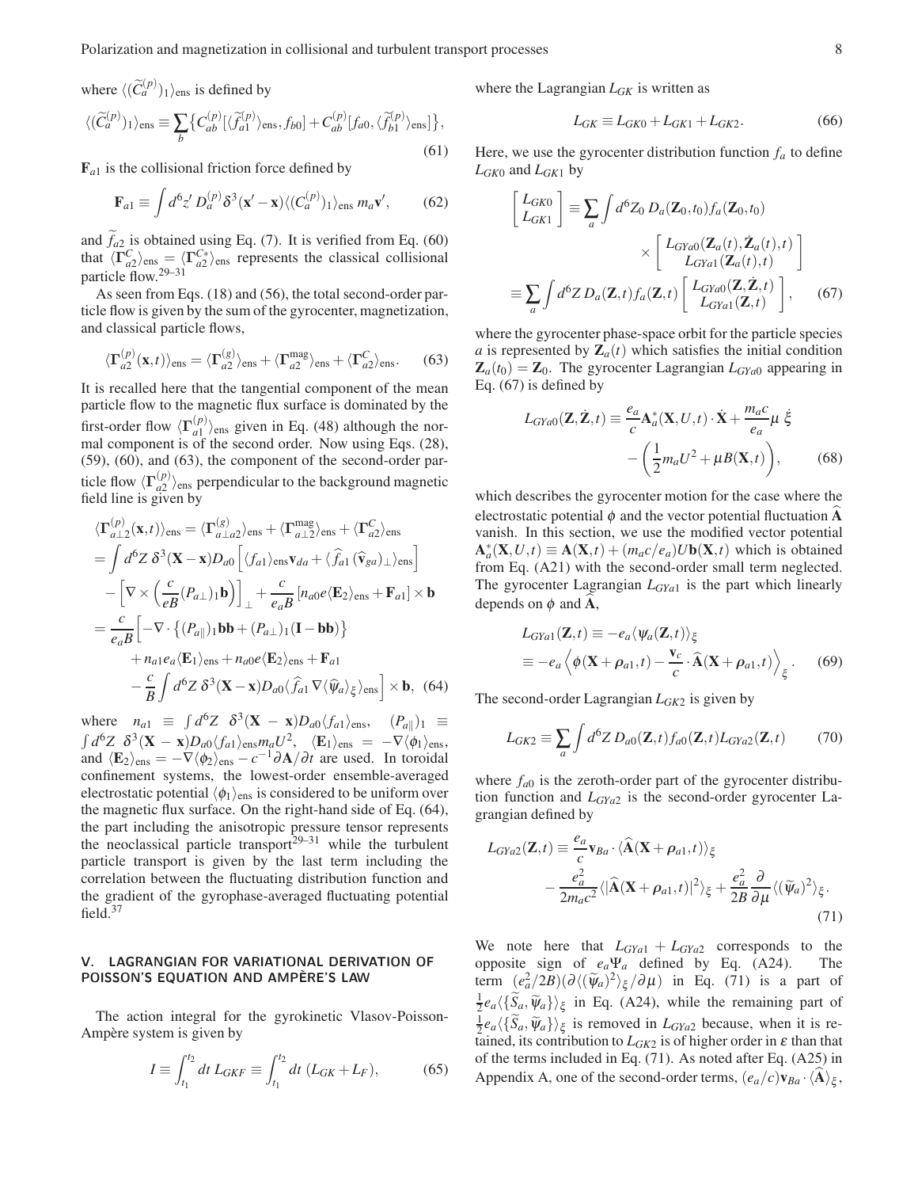where $\langle(\widetilde{C}_a^{(p)})_1\rangle_{\rm ens}$ is defined by

$$\langle(\widetilde{C}_a^{(p)})_1\rangle_{\rm ens} \equiv \sum_b \left\{ C_{ab}^{(p)}[\langle \widetilde{f}_{a1}^{(p)}\rangle_{\rm ens}, f_{b0}] + C_{ab}^{(p)}[f_{a0}, \langle \widetilde{f}_{b1}^{(p)}\rangle_{\rm ens}] \right\}, \tag{61}$$

$\mathbf{F}_{a1}$ is the collisional friction force defined by

$$\mathbf{F}_{a1} \equiv \int d^6z'\, D_a^{(p)} \delta^3(\mathbf{x}' - \mathbf{x}) \langle (C_a^{(p)})_1\rangle_{\rm ens}\, m_a \mathbf{v}', \tag{62}$$

and $\widetilde{f}_{a2}$ is obtained using Eq. (7). It is verified from Eq. (60) that $\langle \mathbf{\Gamma}_{a2}^C\rangle_{\rm ens} = \langle \mathbf{\Gamma}_{a2}^{C*}\rangle_{\rm ens}$ represents the classical collisional particle flow.[29–31]

As seen from Eqs. (18) and (56), the total second-order particle flow is given by the sum of the gyrocenter, magnetization, and classical particle flows,

$$\langle \mathbf{\Gamma}_{a2}^{(p)}(\mathbf{x},t)\rangle_{\rm ens} = \langle \mathbf{\Gamma}_{a2}^{(g)}\rangle_{\rm ens} + \langle \mathbf{\Gamma}_{a2}^{\rm mag}\rangle_{\rm ens} + \langle \mathbf{\Gamma}_{a2}^{C}\rangle_{\rm ens}. \tag{63}$$

It is recalled here that the tangential component of the mean particle flow to the magnetic flux surface is dominated by the first-order flow $\langle \mathbf{\Gamma}_{a1}^{(p)}\rangle_{\rm ens}$ given in Eq. (48) although the normal component is of the second order. Now using Eqs. (28), (59), (60), and (63), the component of the second-order particle flow $\langle \mathbf{\Gamma}_{a2}^{(p)}\rangle_{\rm ens}$ perpendicular to the background magnetic field line is given by

$$\begin{aligned}
\langle \mathbf{\Gamma}_{a\perp 2}^{(p)}(\mathbf{x},t)\rangle_{\rm ens} &= \langle \mathbf{\Gamma}_{a\perp a2}^{(g)}\rangle_{\rm ens} + \langle \mathbf{\Gamma}_{a\perp 2}^{\rm mag}\rangle_{\rm ens} + \langle \mathbf{\Gamma}_{a2}^{C}\rangle_{\rm ens} \\
&= \int d^6Z\, \delta^3(\mathbf{X}-\mathbf{x}) D_{a0} \left[ \langle f_{a1}\rangle_{\rm ens} \mathbf{v}_{da} + \langle \widehat{f}_{a1}\, (\widehat{\mathbf{v}}_{ga})_\perp \rangle_{\rm ens} \right] \\
&\quad - \left[ \nabla \times \left( \frac{c}{eB} (P_{a\perp})_1 \mathbf{b} \right) \right]_\perp + \frac{c}{e_a B} \left[ n_{a0} e \langle \mathbf{E}_2\rangle_{\rm ens} + \mathbf{F}_{a1} \right] \times \mathbf{b} \\
&= \frac{c}{e_a B} \Big[ -\nabla \cdot \left\{ (P_{a\|})_1 \mathbf{b}\mathbf{b} + (P_{a\perp})_1 (\mathbf{I} - \mathbf{b}\mathbf{b}) \right\} \\
&\quad + n_{a1} e_a \langle \mathbf{E}_1 \rangle_{\rm ens} + n_{a0} e \langle \mathbf{E}_2\rangle_{\rm ens} + \mathbf{F}_{a1} \\
&\quad - \frac{c}{B} \int d^6Z\, \delta^3(\mathbf{X}-\mathbf{x}) D_{a0} \langle \widehat{f}_{a1}\, \nabla \langle \widehat{\psi}_a \rangle_\xi \rangle_{\rm ens} \Big] \times \mathbf{b},
\end{aligned} \tag{64}$$

where $n_{a1} \equiv \int d^6Z\; \delta^3(\mathbf{X} - \mathbf{x}) D_{a0} \langle f_{a1}\rangle_{\rm ens}$, $(P_{a\|})_1 \equiv \int d^6Z\; \delta^3(\mathbf{X} - \mathbf{x}) D_{a0} \langle f_{a1}\rangle_{\rm ens} m_a U^2$, $\langle \mathbf{E}_1\rangle_{\rm ens} = -\nabla \langle \phi_1\rangle_{\rm ens}$, and $\langle \mathbf{E}_2\rangle_{\rm ens} = -\nabla \langle \phi_2\rangle_{\rm ens} - c^{-1}\partial \mathbf{A}/\partial t$ are used. In toroidal confinement systems, the lowest-order ensemble-averaged electrostatic potential $\langle \phi_1\rangle_{\rm ens}$ is considered to be uniform over the magnetic flux surface. On the right-hand side of Eq. (64), the part including the anisotropic pressure tensor represents the neoclassical particle transport[29–31] while the turbulent particle transport is given by the last term including the correlation between the fluctuating distribution function and the gradient of the gyrophase-averaged fluctuating potential field.[37]

## V. LAGRANGIAN FOR VARIATIONAL DERIVATION OF POISSON'S EQUATION AND AMPÈRE'S LAW

The action integral for the gyrokinetic Vlasov-Poisson-Ampère system is given by

$$I \equiv \int_{t_1}^{t_2} dt\; L_{GKF} \equiv \int_{t_1}^{t_2} dt\; (L_{GK} + L_F), \tag{65}$$

where the Lagrangian $L_{GK}$ is written as

$$L_{GK} \equiv L_{GK0} + L_{GK1} + L_{GK2}. \tag{66}$$

Here, we use the gyrocenter distribution function $f_a$ to define $L_{GK0}$ and $L_{GK1}$ by

$$\begin{aligned}
\begin{bmatrix} L_{GK0} \\ L_{GK1} \end{bmatrix} &\equiv \sum_a \int d^6Z_0\, D_a(\mathbf{Z}_0, t_0) f_a(\mathbf{Z}_0, t_0) \\
&\qquad \times \begin{bmatrix} L_{GYa0}(\mathbf{Z}_a(t), \dot{\mathbf{Z}}_a(t), t) \\ L_{GYa1}(\mathbf{Z}_a(t), t) \end{bmatrix} \\
&\equiv \sum_a \int d^6Z\, D_a(\mathbf{Z}, t) f_a(\mathbf{Z}, t) \begin{bmatrix} L_{GYa0}(\mathbf{Z}, \dot{\mathbf{Z}}, t) \\ L_{GYa1}(\mathbf{Z}, t) \end{bmatrix},
\end{aligned} \tag{67}$$

where the gyrocenter phase-space orbit for the particle species $a$ is represented by $\mathbf{Z}_a(t)$ which satisfies the initial condition $\mathbf{Z}_a(t_0) = \mathbf{Z}_0$. The gyrocenter Lagrangian $L_{GYa0}$ appearing in Eq. (67) is defined by

$$L_{GYa0}(\mathbf{Z}, \dot{\mathbf{Z}}, t) \equiv \frac{e_a}{c} \mathbf{A}_a^*(\mathbf{X}, U, t) \cdot \dot{\mathbf{X}} + \frac{m_a c}{e_a} \mu\, \dot{\xi} - \left( \frac{1}{2} m_a U^2 + \mu B(\mathbf{X}, t) \right), \tag{68}$$

which describes the gyrocenter motion for the case where the electrostatic potential $\phi$ and the vector potential fluctuation $\widehat{\mathbf{A}}$ vanish. In this section, we use the modified vector potential $\mathbf{A}_a^*(\mathbf{X}, U, t) \equiv \mathbf{A}(\mathbf{X}, t) + (m_a c/e_a) U \mathbf{b}(\mathbf{X}, t)$ which is obtained from Eq. (A21) with the second-order small term neglected. The gyrocenter Lagrangian $L_{GYa1}$ is the part which linearly depends on $\phi$ and $\widehat{\mathbf{A}}$,

$$\begin{aligned}
L_{GYa1}(\mathbf{Z}, t) &\equiv -e_a \langle \psi_a(\mathbf{Z}, t)\rangle_\xi \\
&\equiv -e_a \left\langle \phi(\mathbf{X} + \boldsymbol{\rho}_{a1}, t) - \frac{\mathbf{v}_c}{c} \cdot \widehat{\mathbf{A}}(\mathbf{X} + \boldsymbol{\rho}_{a1}, t) \right\rangle_\xi.
\end{aligned} \tag{69}$$

The second-order Lagrangian $L_{GK2}$ is given by

$$L_{GK2} \equiv \sum_a \int d^6Z\, D_{a0}(\mathbf{Z}, t) f_{a0}(\mathbf{Z}, t) L_{GYa2}(\mathbf{Z}, t) \tag{70}$$

where $f_{a0}$ is the zeroth-order part of the gyrocenter distribution function and $L_{GYa2}$ is the second-order gyrocenter Lagrangian defined by

$$\begin{aligned}
L_{GYa2}(\mathbf{Z}, t) &\equiv \frac{e_a}{c} \mathbf{v}_{Ba} \cdot \langle \widehat{\mathbf{A}}(\mathbf{X} + \boldsymbol{\rho}_{a1}, t)\rangle_\xi \\
&\quad - \frac{e_a^2}{2 m_a c^2} \langle |\widehat{\mathbf{A}}(\mathbf{X} + \boldsymbol{\rho}_{a1}, t)|^2 \rangle_\xi + \frac{e_a^2}{2B} \frac{\partial}{\partial \mu} \langle (\widetilde{\psi}_a)^2 \rangle_\xi.
\end{aligned} \tag{71}$$

We note here that $L_{GYa1} + L_{GYa2}$ corresponds to the opposite sign of $e_a \Psi_a$ defined by Eq. (A24). The term $(e_a^2/2B)(\partial \langle (\widetilde{\psi}_a)^2\rangle_\xi / \partial \mu)$ in Eq. (71) is a part of $\frac{1}{2} e_a \langle \{\widetilde{S}_a, \widetilde{\psi}_a\}\rangle_\xi$ in Eq. (A24), while the remaining part of $\frac{1}{2} e_a \langle \{\widetilde{S}_a, \widetilde{\psi}_a\}\rangle_\xi$ is removed in $L_{GYa2}$ because, when it is retained, its contribution to $L_{GK2}$ is of higher order in $\varepsilon$ than that of the terms included in Eq. (71). As noted after Eq. (A25) in Appendix A, one of the second-order terms, $(e_a/c)\mathbf{v}_{Ba} \cdot \langle \widehat{\mathbf{A}}\rangle_\xi$,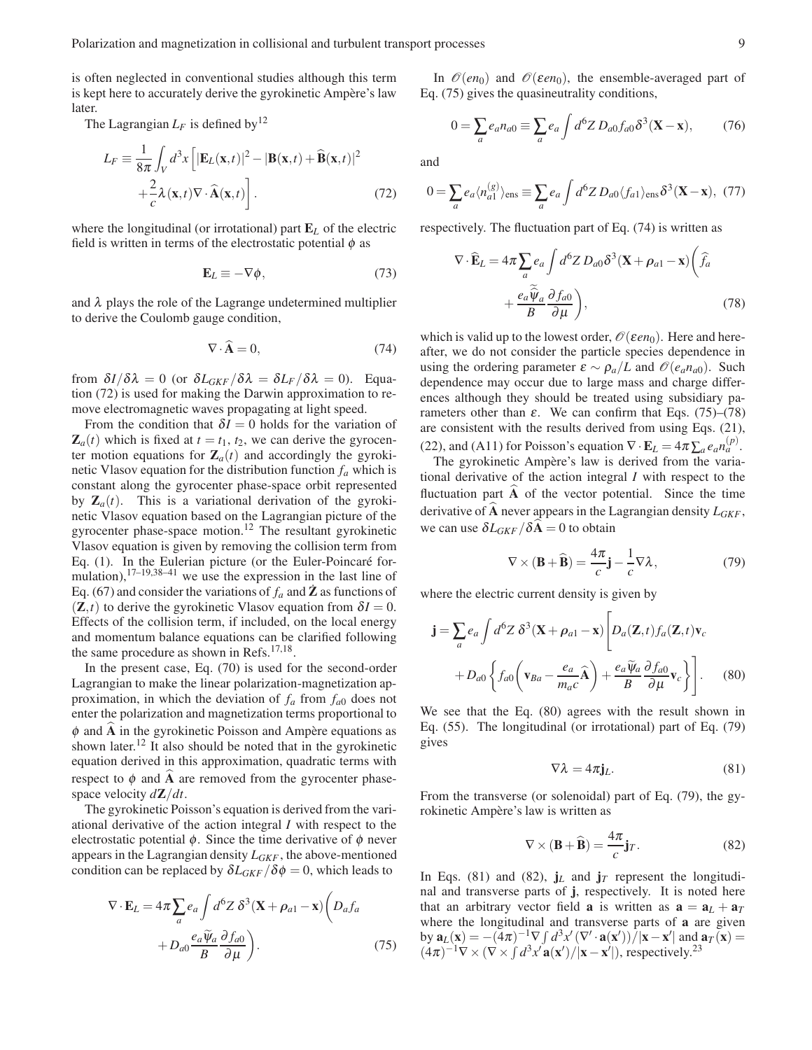is often neglected in conventional studies although this term is kept here to accurately derive the gyrokinetic Ampère's law later.

The Lagrangian $L_F$ is defined by[12]

$$L_F \equiv \frac{1}{8\pi}\int_V d^3x\left[|\mathbf{E}_L(\mathbf{x},t)|^2 - |\mathbf{B}(\mathbf{x},t)+\widehat{\mathbf{B}}(\mathbf{x},t)|^2 + \frac{2}{c}\lambda(\mathbf{x},t)\nabla\cdot\widehat{\mathbf{A}}(\mathbf{x},t)\right]. \tag{72}$$

where the longitudinal (or irrotational) part $\mathbf{E}_L$ of the electric field is written in terms of the electrostatic potential $\phi$ as

$$\mathbf{E}_L \equiv -\nabla\phi, \tag{73}$$

and $\lambda$ plays the role of the Lagrange undetermined multiplier to derive the Coulomb gauge condition,

$$\nabla\cdot\widehat{\mathbf{A}} = 0, \tag{74}$$

from $\delta I/\delta\lambda = 0$ (or $\delta L_{GKF}/\delta\lambda = \delta L_F/\delta\lambda = 0$). Equation (72) is used for making the Darwin approximation to remove electromagnetic waves propagating at light speed.

From the condition that $\delta I = 0$ holds for the variation of $\mathbf{Z}_a(t)$ which is fixed at $t = t_1, t_2$, we can derive the gyrocenter motion equations for $\mathbf{Z}_a(t)$ and accordingly the gyrokinetic Vlasov equation for the distribution function $f_a$ which is constant along the gyrocenter phase-space orbit represented by $\mathbf{Z}_a(t)$. This is a variational derivation of the gyrokinetic Vlasov equation based on the Lagrangian picture of the gyrocenter phase-space motion.[12] The resultant gyrokinetic Vlasov equation is given by removing the collision term from Eq. (1). In the Eulerian picture (or the Euler-Poincaré formulation),[17–19,38–41] we use the expression in the last line of Eq. (67) and consider the variations of $f_a$ and $\dot{\mathbf{Z}}$ as functions of $(\mathbf{Z},t)$ to derive the gyrokinetic Vlasov equation from $\delta I = 0$. Effects of the collision term, if included, on the local energy and momentum balance equations can be clarified following the same procedure as shown in Refs.[17,18].

In the present case, Eq. (70) is used for the second-order Lagrangian to make the linear polarization-magnetization approximation, in which the deviation of $f_a$ from $f_{a0}$ does not enter the polarization and magnetization terms proportional to $\phi$ and $\widehat{\mathbf{A}}$ in the gyrokinetic Poisson and Ampère equations as shown later.[12] It also should be noted that in the gyrokinetic equation derived in this approximation, quadratic terms with respect to $\phi$ and $\widehat{\mathbf{A}}$ are removed from the gyrocenter phase-space velocity $d\mathbf{Z}/dt$.

The gyrokinetic Poisson's equation is derived from the variational derivative of the action integral $I$ with respect to the electrostatic potential $\phi$. Since the time derivative of $\phi$ never appears in the Lagrangian density $L_{GKF}$, the above-mentioned condition can be replaced by $\delta L_{GKF}/\delta\phi = 0$, which leads to

$$\nabla\cdot\mathbf{E}_L = 4\pi\sum_a e_a\int d^6Z\,\delta^3(\mathbf{X}+\boldsymbol{\rho}_{a1}-\mathbf{x})\left(D_a f_a + D_{a0}\frac{e_a\widetilde{\psi}_a}{B}\frac{\partial f_{a0}}{\partial\mu}\right). \tag{75}$$

In $\mathscr{O}(en_0)$ and $\mathscr{O}(\varepsilon en_0)$, the ensemble-averaged part of Eq. (75) gives the quasineutrality conditions,

$$0 = \sum_a e_a n_{a0} \equiv \sum_a e_a\int d^6Z\,D_{a0}f_{a0}\delta^3(\mathbf{X}-\mathbf{x}), \tag{76}$$

and

$$0 = \sum_a e_a\langle n_{a1}^{(g)}\rangle_{\rm ens} \equiv \sum_a e_a\int d^6Z\,D_{a0}\langle f_{a1}\rangle_{\rm ens}\delta^3(\mathbf{X}-\mathbf{x}), \tag{77}$$

respectively. The fluctuation part of Eq. (74) is written as

$$\nabla\cdot\widehat{\mathbf{E}}_L = 4\pi\sum_a e_a\int d^6Z\,D_{a0}\delta^3(\mathbf{X}+\boldsymbol{\rho}_{a1}-\mathbf{x})\left(\widehat{f}_a + \frac{e_a\widehat{\widetilde{\psi}}_a}{B}\frac{\partial f_{a0}}{\partial\mu}\right), \tag{78}$$

which is valid up to the lowest order, $\mathscr{O}(\varepsilon en_0)$. Here and hereafter, we do not consider the particle species dependence in using the ordering parameter $\varepsilon \sim \rho_a/L$ and $\mathscr{O}(e_a n_{a0})$. Such dependence may occur due to large mass and charge differences although they should be treated using subsidiary parameters other than $\varepsilon$. We can confirm that Eqs. (75)–(78) are consistent with the results derived from using Eqs. (21), (22), and (A11) for Poisson's equation $\nabla\cdot\mathbf{E}_L = 4\pi\sum_a e_a n_a^{(p)}$.

The gyrokinetic Ampère's law is derived from the variational derivative of the action integral $I$ with respect to the fluctuation part $\widehat{\mathbf{A}}$ of the vector potential. Since the time derivative of $\widehat{\mathbf{A}}$ never appears in the Lagrangian density $L_{GKF}$, we can use $\delta L_{GKF}/\delta\widehat{\mathbf{A}} = 0$ to obtain

$$\nabla\times(\mathbf{B}+\widehat{\mathbf{B}}) = \frac{4\pi}{c}\mathbf{j} - \frac{1}{c}\nabla\lambda, \tag{79}$$

where the electric current density is given by

$$\mathbf{j} = \sum_a e_a\int d^6Z\,\delta^3(\mathbf{X}+\boldsymbol{\rho}_{a1}-\mathbf{x})\left[D_a(\mathbf{Z},t)f_a(\mathbf{Z},t)\mathbf{v}_c + D_{a0}\left\{f_{a0}\left(\mathbf{v}_{Ba} - \frac{e_a}{m_a c}\widehat{\mathbf{A}}\right) + \frac{e_a\widetilde{\psi}_a}{B}\frac{\partial f_{a0}}{\partial\mu}\mathbf{v}_c\right\}\right]. \tag{80}$$

We see that the Eq. (80) agrees with the result shown in Eq. (55). The longitudinal (or irrotational) part of Eq. (79) gives

$$\nabla\lambda = 4\pi\mathbf{j}_L. \tag{81}$$

From the transverse (or solenoidal) part of Eq. (79), the gyrokinetic Ampère's law is written as

$$\nabla\times(\mathbf{B}+\widehat{\mathbf{B}}) = \frac{4\pi}{c}\mathbf{j}_T. \tag{82}$$

In Eqs. (81) and (82), $\mathbf{j}_L$ and $\mathbf{j}_T$ represent the longitudinal and transverse parts of $\mathbf{j}$, respectively. It is noted here that an arbitrary vector field $\mathbf{a}$ is written as $\mathbf{a} = \mathbf{a}_L + \mathbf{a}_T$ where the longitudinal and transverse parts of $\mathbf{a}$ are given by $\mathbf{a}_L(\mathbf{x}) = -(4\pi)^{-1}\nabla\int d^3x'(\nabla'\cdot\mathbf{a}(\mathbf{x}'))/|\mathbf{x}-\mathbf{x}'|$ and $\mathbf{a}_T(\mathbf{x}) = (4\pi)^{-1}\nabla\times(\nabla\times\int d^3x'\mathbf{a}(\mathbf{x}')/|\mathbf{x}-\mathbf{x}'|)$, respectively.[23]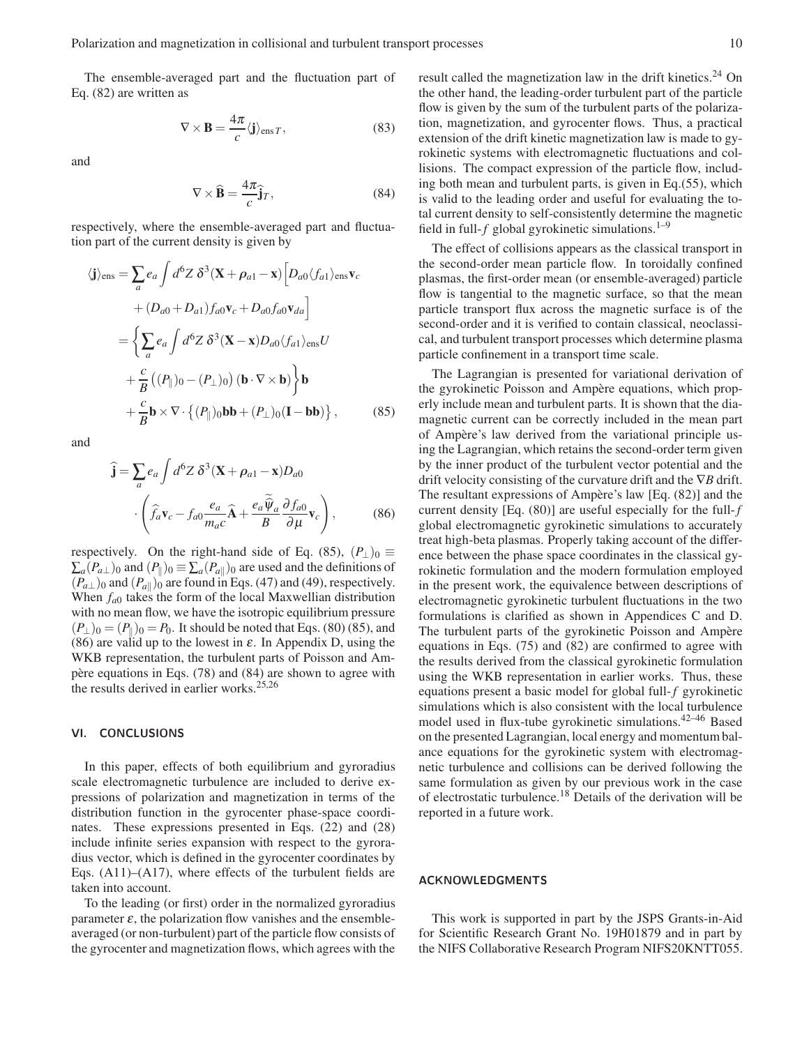The ensemble-averaged part and the fluctuation part of Eq. (82) are written as

$$\nabla \times \mathbf{B} = \frac{4\pi}{c} \langle \mathbf{j} \rangle_{\mathrm{ens}\,T}, \tag{83}$$

and

$$\nabla \times \widehat{\mathbf{B}} = \frac{4\pi}{c} \widehat{\mathbf{j}}_T, \tag{84}$$

respectively, where the ensemble-averaged part and fluctuation part of the current density is given by

$$\begin{aligned}
\langle \mathbf{j} \rangle_{\mathrm{ens}} &= \sum_a e_a \int d^6 Z \, \delta^3(\mathbf{X} + \boldsymbol{\rho}_{a1} - \mathbf{x}) \Big[ D_{a0} \langle f_{a1} \rangle_{\mathrm{ens}} \mathbf{v}_c \\
&\quad + (D_{a0} + D_{a1}) f_{a0} \mathbf{v}_c + D_{a0} f_{a0} \mathbf{v}_{da} \Big] \\
&= \Big\{ \sum_a e_a \int d^6 Z \, \delta^3(\mathbf{X} - \mathbf{x}) D_{a0} \langle f_{a1} \rangle_{\mathrm{ens}} U \\
&\quad + \frac{c}{B} \left( (P_\parallel)_0 - (P_\perp)_0 \right) (\mathbf{b} \cdot \nabla \times \mathbf{b}) \Big\} \mathbf{b} \\
&\quad + \frac{c}{B} \mathbf{b} \times \nabla \cdot \left\{ (P_\parallel)_0 \mathbf{b}\mathbf{b} + (P_\perp)_0 (\mathbf{I} - \mathbf{b}\mathbf{b}) \right\},
\end{aligned} \tag{85}$$

and

$$\begin{aligned}
\widehat{\mathbf{j}} &= \sum_a e_a \int d^6 Z \, \delta^3(\mathbf{X} + \boldsymbol{\rho}_{a1} - \mathbf{x}) D_{a0} \\
&\quad \cdot \left( \widehat{f}_a \mathbf{v}_c - f_{a0} \frac{e_a}{m_a c} \widehat{\mathbf{A}} + \frac{e_a \widetilde{\widehat{\psi}}_a}{B} \frac{\partial f_{a0}}{\partial \mu} \mathbf{v}_c \right),
\end{aligned} \tag{86}$$

respectively. On the right-hand side of Eq. (85), $(P_\perp)_0 \equiv \sum_a (P_{a\perp})_0$ and $(P_\parallel)_0 \equiv \sum_a (P_{a\parallel})_0$ are used and the definitions of $(P_{a\perp})_0$ and $(P_{a\parallel})_0$ are found in Eqs. (47) and (49), respectively. When $f_{a0}$ takes the form of the local Maxwellian distribution with no mean flow, we have the isotropic equilibrium pressure $(P_\perp)_0 = (P_\parallel)_0 = P_0$. It should be noted that Eqs. (80) (85), and (86) are valid up to the lowest in $\varepsilon$. In Appendix D, using the WKB representation, the turbulent parts of Poisson and Ampère equations in Eqs. (78) and (84) are shown to agree with the results derived in earlier works.[25,26]

## VI. CONCLUSIONS

In this paper, effects of both equilibrium and gyroradius scale electromagnetic turbulence are included to derive expressions of polarization and magnetization in terms of the distribution function in the gyrocenter phase-space coordinates. These expressions presented in Eqs. (22) and (28) include infinite series expansion with respect to the gyroradius vector, which is defined in the gyrocenter coordinates by Eqs. (A11)–(A17), where effects of the turbulent fields are taken into account.

To the leading (or first) order in the normalized gyroradius parameter $\varepsilon$, the polarization flow vanishes and the ensemble-averaged (or non-turbulent) part of the particle flow consists of the gyrocenter and magnetization flows, which agrees with the result called the magnetization law in the drift kinetics.[24] On the other hand, the leading-order turbulent part of the particle flow is given by the sum of the turbulent parts of the polarization, magnetization, and gyrocenter flows. Thus, a practical extension of the drift kinetic magnetization law is made to gyrokinetic systems with electromagnetic fluctuations and collisions. The compact expression of the particle flow, including both mean and turbulent parts, is given in Eq.(55), which is valid to the leading order and useful for evaluating the total current density to self-consistently determine the magnetic field in full-$f$ global gyrokinetic simulations.[1–9]

The effect of collisions appears as the classical transport in the second-order mean particle flow. In toroidally confined plasmas, the first-order mean (or ensemble-averaged) particle flow is tangential to the magnetic surface, so that the mean particle transport flux across the magnetic surface is of the second-order and it is verified to contain classical, neoclassical, and turbulent transport processes which determine plasma particle confinement in a transport time scale.

The Lagrangian is presented for variational derivation of the gyrokinetic Poisson and Ampère equations, which properly include mean and turbulent parts. It is shown that the diamagnetic current can be correctly included in the mean part of Ampère's law derived from the variational principle using the Lagrangian, which retains the second-order term given by the inner product of the turbulent vector potential and the drift velocity consisting of the curvature drift and the $\nabla B$ drift. The resultant expressions of Ampère's law [Eq. (82)] and the current density [Eq. (80)] are useful especially for the full-$f$ global electromagnetic gyrokinetic simulations to accurately treat high-beta plasmas. Properly taking account of the difference between the phase space coordinates in the classical gyrokinetic formulation and the modern formulation employed in the present work, the equivalence between descriptions of electromagnetic gyrokinetic turbulent fluctuations in the two formulations is clarified as shown in Appendices C and D. The turbulent parts of the gyrokinetic Poisson and Ampère equations in Eqs. (75) and (82) are confirmed to agree with the results derived from the classical gyrokinetic formulation using the WKB representation in earlier works. Thus, these equations present a basic model for global full-$f$ gyrokinetic simulations which is also consistent with the local turbulence model used in flux-tube gyrokinetic simulations.[42–46] Based on the presented Lagrangian, local energy and momentum balance equations for the gyrokinetic system with electromagnetic turbulence and collisions can be derived following the same formulation as given by our previous work in the case of electrostatic turbulence.[18] Details of the derivation will be reported in a future work.

## ACKNOWLEDGMENTS

This work is supported in part by the JSPS Grants-in-Aid for Scientific Research Grant No. 19H01879 and in part by the NIFS Collaborative Research Program NIFS20KNTT055.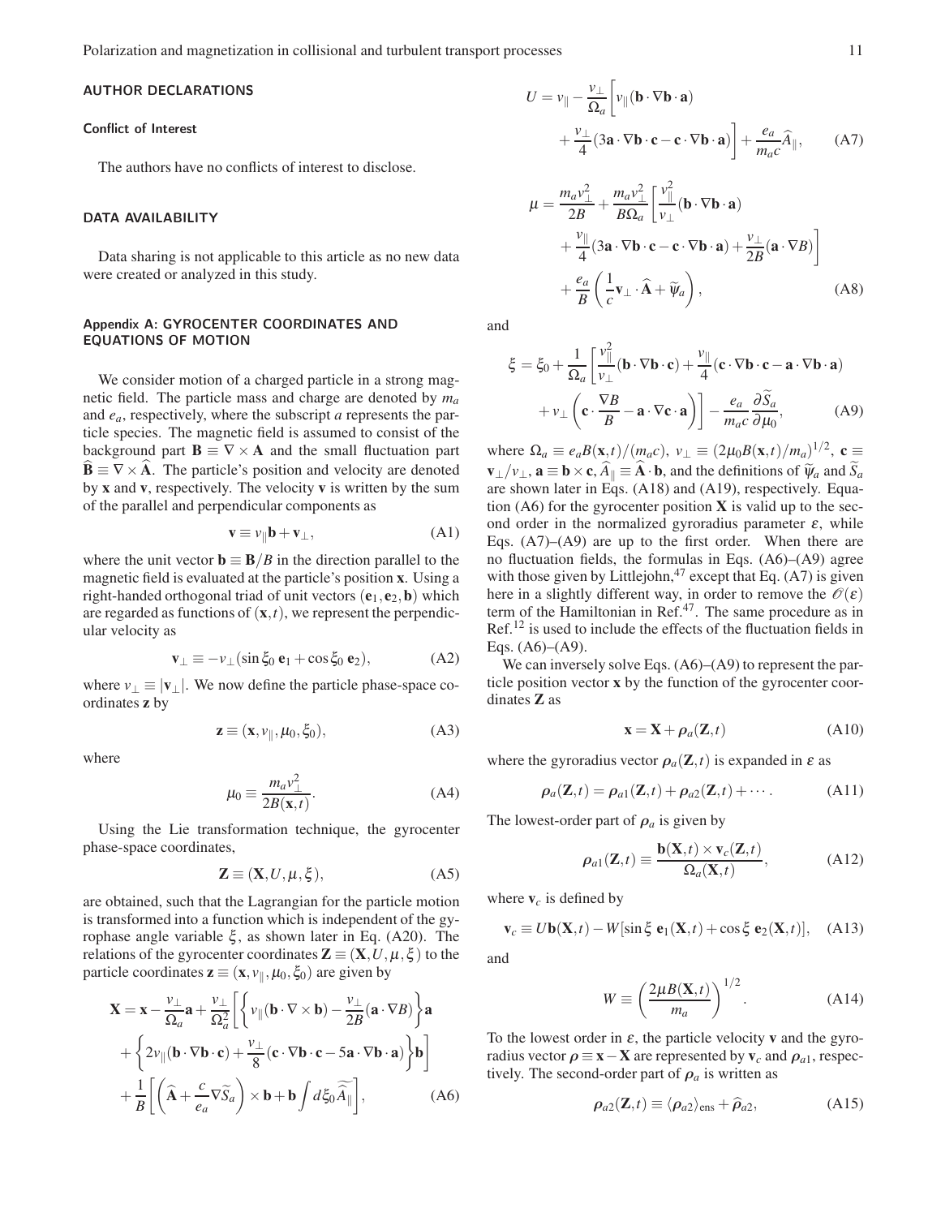## AUTHOR DECLARATIONS

### Conflict of Interest

The authors have no conflicts of interest to disclose.

## DATA AVAILABILITY

Data sharing is not applicable to this article as no new data were created or analyzed in this study.

## Appendix A: GYROCENTER COORDINATES AND EQUATIONS OF MOTION

We consider motion of a charged particle in a strong magnetic field. The particle mass and charge are denoted by $m_a$ and $e_a$, respectively, where the subscript $a$ represents the particle species. The magnetic field is assumed to consist of the background part $\mathbf{B} \equiv \nabla \times \mathbf{A}$ and the small fluctuation part $\widehat{\mathbf{B}} \equiv \nabla \times \widehat{\mathbf{A}}$. The particle's position and velocity are denoted by $\mathbf{x}$ and $\mathbf{v}$, respectively. The velocity $\mathbf{v}$ is written by the sum of the parallel and perpendicular components as

$$\mathbf{v} \equiv v_\parallel \mathbf{b} + \mathbf{v}_\perp, \tag{A1}$$

where the unit vector $\mathbf{b} \equiv \mathbf{B}/B$ in the direction parallel to the magnetic field is evaluated at the particle's position $\mathbf{x}$. Using a right-handed orthogonal triad of unit vectors $(\mathbf{e}_1, \mathbf{e}_2, \mathbf{b})$ which are regarded as functions of $(\mathbf{x}, t)$, we represent the perpendicular velocity as

$$\mathbf{v}_\perp \equiv -v_\perp (\sin\xi_0 \, \mathbf{e}_1 + \cos\xi_0 \, \mathbf{e}_2), \tag{A2}$$

where $v_\perp \equiv |\mathbf{v}_\perp|$. We now define the particle phase-space coordinates $\mathbf{z}$ by

$$\mathbf{z} \equiv (\mathbf{x}, v_\parallel, \mu_0, \xi_0), \tag{A3}$$

where

$$\mu_0 \equiv \frac{m_a v_\perp^2}{2B(\mathbf{x}, t)}. \tag{A4}$$

Using the Lie transformation technique, the gyrocenter phase-space coordinates,

$$\mathbf{Z} \equiv (\mathbf{X}, U, \mu, \xi), \tag{A5}$$

are obtained, such that the Lagrangian for the particle motion is transformed into a function which is independent of the gyrophase angle variable $\xi$, as shown later in Eq. (A20). The relations of the gyrocenter coordinates $\mathbf{Z} \equiv (\mathbf{X}, U, \mu, \xi)$ to the particle coordinates $\mathbf{z} \equiv (\mathbf{x}, v_\parallel, \mu_0, \xi_0)$ are given by

$$\begin{aligned}
\mathbf{X} = \mathbf{x} - \frac{v_\perp}{\Omega_a}\mathbf{a} + \frac{v_\perp}{\Omega_a^2}\Bigg[ & \left\{ v_\parallel (\mathbf{b} \cdot \nabla \times \mathbf{b}) - \frac{v_\perp}{2B}(\mathbf{a} \cdot \nabla B) \right\} \mathbf{a} \\
& + \left\{ 2v_\parallel (\mathbf{b} \cdot \nabla \mathbf{b} \cdot \mathbf{c}) + \frac{v_\perp}{8}(\mathbf{c} \cdot \nabla \mathbf{b} \cdot \mathbf{c} - 5\mathbf{a} \cdot \nabla \mathbf{b} \cdot \mathbf{a}) \right\} \mathbf{b} \Bigg] \\
& + \frac{1}{B}\left[ \left( \widehat{\mathbf{A}} + \frac{c}{e_a} \nabla \widetilde{S}_a \right) \times \mathbf{b} + \mathbf{b} \int d\xi_0 \widetilde{\widehat{A}_\parallel} \right],
\end{aligned} \tag{A6}$$

$$\begin{aligned}
U = v_\parallel - \frac{v_\perp}{\Omega_a}\Bigg[ & v_\parallel (\mathbf{b} \cdot \nabla \mathbf{b} \cdot \mathbf{a}) \\
& + \frac{v_\perp}{4}(3\mathbf{a} \cdot \nabla \mathbf{b} \cdot \mathbf{c} - \mathbf{c} \cdot \nabla \mathbf{b} \cdot \mathbf{a}) \Bigg] + \frac{e_a}{m_a c}\widehat{A}_\parallel,
\end{aligned} \tag{A7}$$

$$\begin{aligned}
\mu = \frac{m_a v_\perp^2}{2B} + \frac{m_a v_\perp^2}{B\Omega_a}\Bigg[ & \frac{v_\parallel^2}{v_\perp}(\mathbf{b} \cdot \nabla \mathbf{b} \cdot \mathbf{a}) \\
& + \frac{v_\parallel}{4}(3\mathbf{a} \cdot \nabla \mathbf{b} \cdot \mathbf{c} - \mathbf{c} \cdot \nabla \mathbf{b} \cdot \mathbf{a}) + \frac{v_\perp}{2B}(\mathbf{a} \cdot \nabla B) \Bigg] \\
& + \frac{e_a}{B}\left( \frac{1}{c}\mathbf{v}_\perp \cdot \widehat{\mathbf{A}} + \widetilde{\psi}_a \right),
\end{aligned} \tag{A8}$$

and

$$\begin{aligned}
\xi = \xi_0 + \frac{1}{\Omega_a}\Bigg[ & \frac{v_\parallel^2}{v_\perp}(\mathbf{b} \cdot \nabla \mathbf{b} \cdot \mathbf{c}) + \frac{v_\parallel}{4}(\mathbf{c} \cdot \nabla \mathbf{b} \cdot \mathbf{c} - \mathbf{a} \cdot \nabla \mathbf{b} \cdot \mathbf{a}) \\
& + v_\perp \left( \mathbf{c} \cdot \frac{\nabla B}{B} - \mathbf{a} \cdot \nabla \mathbf{c} \cdot \mathbf{a} \right) \Bigg] - \frac{e_a}{m_a c}\frac{\partial \widetilde{S}_a}{\partial \mu_0},
\end{aligned} \tag{A9}$$

where $\Omega_a \equiv e_a B(\mathbf{x}, t)/(m_a c)$, $v_\perp \equiv (2\mu_0 B(\mathbf{x}, t)/m_a)^{1/2}$, $\mathbf{c} \equiv \mathbf{v}_\perp / v_\perp$, $\mathbf{a} \equiv \mathbf{b} \times \mathbf{c}$, $\widehat{A}_\parallel \equiv \widehat{\mathbf{A}} \cdot \mathbf{b}$, and the definitions of $\widetilde{\psi}_a$ and $\widetilde{S}_a$ are shown later in Eqs. (A18) and (A19), respectively. Equation (A6) for the gyrocenter position $\mathbf{X}$ is valid up to the second order in the normalized gyroradius parameter $\varepsilon$, while Eqs. (A7)–(A9) are up to the first order. When there are no fluctuation fields, the formulas in Eqs. (A6)–(A9) agree with those given by Littlejohn,[47] except that Eq. (A7) is given here in a slightly different way, in order to remove the $\mathscr{O}(\varepsilon)$ term of the Hamiltonian in Ref.[47]. The same procedure as in Ref.[12] is used to include the effects of the fluctuation fields in Eqs. (A6)–(A9).

We can inversely solve Eqs. (A6)–(A9) to represent the particle position vector $\mathbf{x}$ by the function of the gyrocenter coordinates $\mathbf{Z}$ as

$$\mathbf{x} = \mathbf{X} + \boldsymbol{\rho}_a(\mathbf{Z}, t) \tag{A10}$$

where the gyroradius vector $\boldsymbol{\rho}_a(\mathbf{Z}, t)$ is expanded in $\varepsilon$ as

$$\boldsymbol{\rho}_a(\mathbf{Z}, t) = \boldsymbol{\rho}_{a1}(\mathbf{Z}, t) + \boldsymbol{\rho}_{a2}(\mathbf{Z}, t) + \cdots. \tag{A11}$$

The lowest-order part of $\boldsymbol{\rho}_a$ is given by

$$\boldsymbol{\rho}_{a1}(\mathbf{Z}, t) \equiv \frac{\mathbf{b}(\mathbf{X}, t) \times \mathbf{v}_c(\mathbf{Z}, t)}{\Omega_a(\mathbf{X}, t)}, \tag{A12}$$

where $\mathbf{v}_c$ is defined by

$$\mathbf{v}_c \equiv U\mathbf{b}(\mathbf{X}, t) - W[\sin\xi \, \mathbf{e}_1(\mathbf{X}, t) + \cos\xi \, \mathbf{e}_2(\mathbf{X}, t)], \tag{A13}$$

and

$$W \equiv \left( \frac{2\mu B(\mathbf{X}, t)}{m_a} \right)^{1/2}. \tag{A14}$$

To the lowest order in $\varepsilon$, the particle velocity $\mathbf{v}$ and the gyroradius vector $\boldsymbol{\rho} \equiv \mathbf{x} - \mathbf{X}$ are represented by $\mathbf{v}_c$ and $\boldsymbol{\rho}_{a1}$, respectively. The second-order part of $\boldsymbol{\rho}_a$ is written as

$$\boldsymbol{\rho}_{a2}(\mathbf{Z}, t) \equiv \langle \boldsymbol{\rho}_{a2} \rangle_{\rm ens} + \widehat{\boldsymbol{\rho}}_{a2}, \tag{A15}$$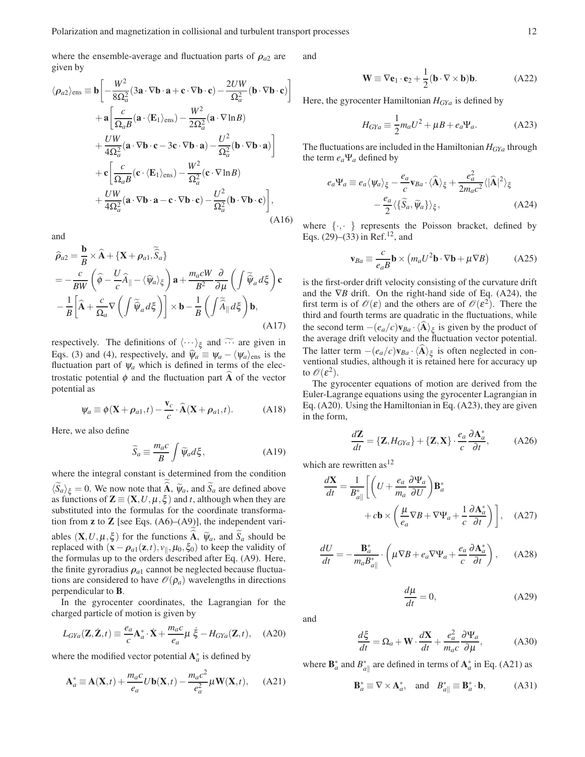where the ensemble-average and fluctuation parts of $\rho_{a2}$ are given by

$$
\begin{aligned}
\langle \rho_{a2} \rangle_{\rm ens} \equiv \mathbf{b} \bigg[ & -\frac{W^2}{8\Omega_a^2}(3\mathbf{a}\cdot\nabla\mathbf{b}\cdot\mathbf{a} + \mathbf{c}\cdot\nabla\mathbf{b}\cdot\mathbf{c}) - \frac{2UW}{\Omega_a^2}(\mathbf{b}\cdot\nabla\mathbf{b}\cdot\mathbf{c}) \bigg] \\
& + \mathbf{a}\bigg[ \frac{c}{\Omega_a B}(\mathbf{a}\cdot\langle \mathbf{E}_1\rangle_{\rm ens}) - \frac{W^2}{2\Omega_a^2}(\mathbf{a}\cdot\nabla\ln B) \\
& + \frac{UW}{4\Omega_a^2}(\mathbf{a}\cdot\nabla\mathbf{b}\cdot\mathbf{c} - 3\mathbf{c}\cdot\nabla\mathbf{b}\cdot\mathbf{a}) - \frac{U^2}{\Omega_a^2}(\mathbf{b}\cdot\nabla\mathbf{b}\cdot\mathbf{a})\bigg] \\
& + \mathbf{c}\bigg[ \frac{c}{\Omega_a B}(\mathbf{c}\cdot\langle \mathbf{E}_1\rangle_{\rm ens}) - \frac{W^2}{\Omega_a^2}(\mathbf{c}\cdot\nabla\ln B) \\
& + \frac{UW}{4\Omega_a^2}(\mathbf{a}\cdot\nabla\mathbf{b}\cdot\mathbf{a} - \mathbf{c}\cdot\nabla\mathbf{b}\cdot\mathbf{c}) - \frac{U^2}{\Omega_a^2}(\mathbf{b}\cdot\nabla\mathbf{b}\cdot\mathbf{c})\bigg],
\end{aligned}
\tag{A16}
$$

and

$$
\begin{aligned}
\widehat{\rho}_{a2} = & \frac{\mathbf{b}}{B}\times\widehat{\mathbf{A}} + \{\mathbf{X}+\rho_{a1}, \widetilde{\widehat{S}}_a\} \\
= & -\frac{c}{BW}\left(\widehat{\phi} - \frac{U}{c}\widehat{A}_\parallel - \langle\widehat{\psi}_a\rangle_\xi\right)\mathbf{a} + \frac{m_a c W}{B^2}\frac{\partial}{\partial\mu}\left(\int\widetilde{\widehat{\psi}}_a d\xi\right)\mathbf{c} \\
& -\frac{1}{B}\left[\widehat{\mathbf{A}} + \frac{c}{\Omega_a}\nabla\left(\int\widetilde{\widehat{\psi}}_a d\xi\right)\right]\times\mathbf{b} - \frac{1}{B}\left(\int\widetilde{\widehat{A}}_\parallel d\xi\right)\mathbf{b},
\end{aligned}
\tag{A17}
$$

respectively. The definitions of $\langle\cdots\rangle_\xi$ and $\widetilde{\cdots}$ are given in Eqs. (3) and (4), respectively, and $\widehat{\psi}_a \equiv \psi_a - \langle\psi_a\rangle_{\rm ens}$ is the fluctuation part of $\psi_a$ which is defined in terms of the electrostatic potential $\phi$ and the fluctuation part $\widehat{\mathbf{A}}$ of the vector potential as

$$
\psi_a \equiv \phi(\mathbf{X}+\rho_{a1}, t) - \frac{\mathbf{v}_c}{c}\cdot\widehat{\mathbf{A}}(\mathbf{X}+\rho_{a1}, t). \tag{A18}
$$

Here, we also define

$$
\widetilde{S}_a \equiv \frac{m_a c}{B}\int\widetilde{\psi}_a d\xi, \tag{A19}
$$

where the integral constant is determined from the condition $\langle\widetilde{S}_a\rangle_\xi = 0$. We now note that $\widetilde{\widehat{\mathbf{A}}}$, $\widetilde{\psi}_a$, and $\widetilde{S}_a$ are defined above as functions of $\mathbf{Z}\equiv(\mathbf{X}, U, \mu, \xi)$ and $t$, although when they are substituted into the formulas for the coordinate transformation from $\mathbf{z}$ to $\mathbf{Z}$ [see Eqs. (A6)–(A9)], the independent variables $(\mathbf{X}, U, \mu, \xi)$ for the functions $\widetilde{\widehat{\mathbf{A}}}$, $\widetilde{\psi}_a$, and $\widetilde{S}_a$ should be replaced with $(\mathbf{x}-\rho_{a1}(\mathbf{z}, t), v_\parallel, \mu_0, \xi_0)$ to keep the validity of the formulas up to the orders described after Eq. (A9). Here, the finite gyroradius $\rho_{a1}$ cannot be neglected because fluctuations are considered to have $\mathscr{O}(\rho_a)$ wavelengths in directions perpendicular to $\mathbf{B}$.

In the gyrocenter coordinates, the Lagrangian for the charged particle of motion is given by

$$
L_{GYa}(\mathbf{Z}, \dot{\mathbf{Z}}, t) \equiv \frac{e_a}{c}\mathbf{A}_a^*\cdot\dot{\mathbf{X}} + \frac{m_a c}{e_a}\mu\,\dot{\xi} - H_{GYa}(\mathbf{Z}, t), \tag{A20}
$$

where the modified vector potential $\mathbf{A}_a^*$ is defined by

$$
\mathbf{A}_a^* \equiv \mathbf{A}(\mathbf{X}, t) + \frac{m_a c}{e_a}U\mathbf{b}(\mathbf{X}, t) - \frac{m_a c^2}{e_a^2}\mu\mathbf{W}(\mathbf{X}, t), \tag{A21}
$$

and

$$
\mathbf{W} \equiv \nabla\mathbf{e}_1\cdot\mathbf{e}_2 + \frac{1}{2}(\mathbf{b}\cdot\nabla\times\mathbf{b})\mathbf{b}. \tag{A22}
$$

Here, the gyrocenter Hamiltonian $H_{GYa}$ is defined by

$$
H_{GYa} \equiv \frac{1}{2}m_a U^2 + \mu B + e_a\Psi_a. \tag{A23}
$$

The fluctuations are included in the Hamiltonian $H_{GYa}$ through the term $e_a\Psi_a$ defined by

$$
\begin{aligned}
e_a\Psi_a \equiv & \, e_a\langle\psi_a\rangle_\xi - \frac{e_a}{c}\mathbf{v}_{Ba}\cdot\langle\widehat{\mathbf{A}}\rangle_\xi + \frac{e_a^2}{2m_a c^2}\langle|\widehat{\mathbf{A}}|^2\rangle_\xi \\
& - \frac{e_a}{2}\langle\{\widetilde{S}_a, \widetilde{\psi}_a\}\rangle_\xi,
\end{aligned}
\tag{A24}
$$

where $\{\cdot,\cdot\}$ represents the Poisson bracket, defined by Eqs. (29)–(33) in Ref.[12], and

$$
\mathbf{v}_{Ba} \equiv \frac{c}{e_a B}\mathbf{b}\times\left(m_a U^2\mathbf{b}\cdot\nabla\mathbf{b} + \mu\nabla B\right) \tag{A25}
$$

is the first-order drift velocity consisting of the curvature drift and the $\nabla B$ drift. On the right-hand side of Eq. (A24), the first term is of $\mathscr{O}(\varepsilon)$ and the others are of $\mathscr{O}(\varepsilon^2)$. There the third and fourth terms are quadratic in the fluctuations, while the second term $-(e_a/c)\mathbf{v}_{Ba}\cdot\langle\widehat{\mathbf{A}}\rangle_\xi$ is given by the product of the average drift velocity and the fluctuation vector potential. The latter term $-(e_a/c)\mathbf{v}_{Ba}\cdot\langle\widehat{\mathbf{A}}\rangle_\xi$ is often neglected in conventional studies, although it is retained here for accuracy up to $\mathscr{O}(\varepsilon^2)$.

The gyrocenter equations of motion are derived from the Euler-Lagrange equations using the gyrocenter Lagrangian in Eq. (A20). Using the Hamiltonian in Eq. (A23), they are given in the form,

$$
\frac{d\mathbf{Z}}{dt} = \{\mathbf{Z}, H_{GYa}\} + \{\mathbf{Z}, \mathbf{X}\}\cdot\frac{e_a}{c}\frac{\partial\mathbf{A}_a^*}{\partial t}, \tag{A26}
$$

which are rewritten as[12]

$$
\begin{aligned}
\frac{d\mathbf{X}}{dt} = \frac{1}{B_{a\parallel}^*}\bigg[ & \left(U + \frac{e_a}{m_a}\frac{\partial\Psi_a}{\partial U}\right)\mathbf{B}_a^* \\
& + c\mathbf{b}\times\left(\frac{\mu}{e_a}\nabla B + \nabla\Psi_a + \frac{1}{c}\frac{\partial\mathbf{A}_a^*}{\partial t}\right)\bigg],
\end{aligned}
\tag{A27}
$$

$$
\frac{dU}{dt} = -\frac{\mathbf{B}_a^*}{m_a B_{a\parallel}^*}\cdot\left(\mu\nabla B + e_a\nabla\Psi_a + \frac{e_a}{c}\frac{\partial\mathbf{A}_a^*}{\partial t}\right), \tag{A28}
$$

$$
\frac{d\mu}{dt} = 0, \tag{A29}
$$

and

$$
\frac{d\xi}{dt} = \Omega_a + \mathbf{W}\cdot\frac{d\mathbf{X}}{dt} + \frac{e_a^2}{m_a c}\frac{\partial\Psi_a}{\partial\mu}, \tag{A30}
$$

where $\mathbf{B}_a^*$ and $B_{a\parallel}^*$ are defined in terms of $\mathbf{A}_a^*$ in Eq. (A21) as

$$
\mathbf{B}_a^* \equiv \nabla\times\mathbf{A}_a^*, \quad \text{and} \quad B_{a\parallel}^* \equiv \mathbf{B}_a^*\cdot\mathbf{b}, \tag{A31}
$$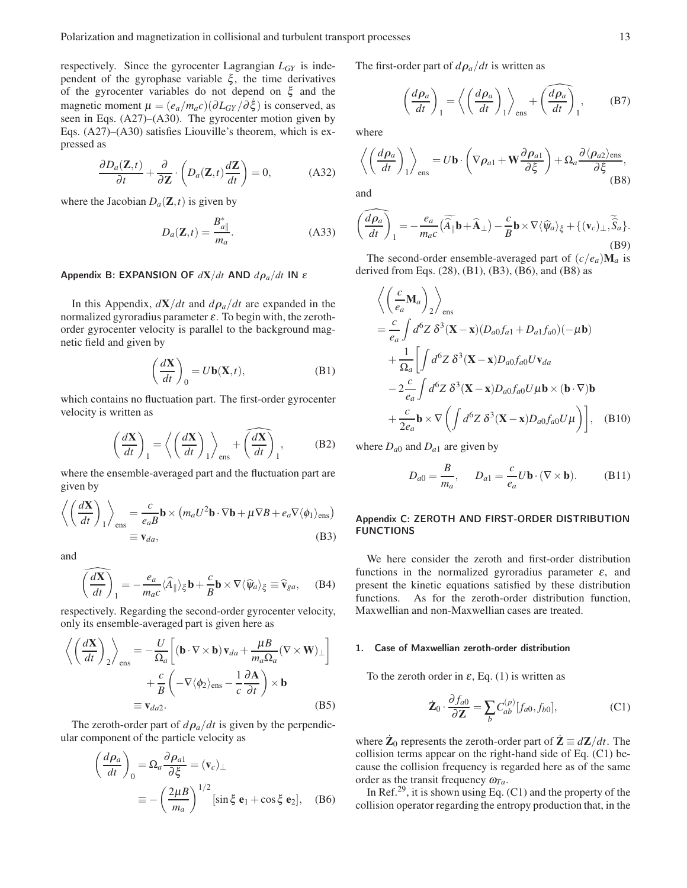respectively. Since the gyrocenter Lagrangian $L_{GY}$ is independent of the gyrophase variable $\xi$, the time derivatives of the gyrocenter variables do not depend on $\xi$ and the magnetic moment $\mu = (e_a/m_a c)(\partial L_{GY}/\partial \dot{\xi})$ is conserved, as seen in Eqs. (A27)–(A30). The gyrocenter motion given by Eqs. (A27)–(A30) satisfies Liouville's theorem, which is expressed as

$$\frac{\partial D_a(\mathbf{Z},t)}{\partial t} + \frac{\partial}{\partial \mathbf{Z}} \cdot \left( D_a(\mathbf{Z},t) \frac{d\mathbf{Z}}{dt} \right) = 0, \tag{A32}$$

where the Jacobian $D_a(\mathbf{Z},t)$ is given by

$$D_a(\mathbf{Z},t) = \frac{B^*_{a\parallel}}{m_a}. \tag{A33}$$

## Appendix B: EXPANSION OF $d\mathbf{X}/dt$ AND $d\boldsymbol{\rho}_a/dt$ IN $\varepsilon$

In this Appendix, $d\mathbf{X}/dt$ and $d\boldsymbol{\rho}_a/dt$ are expanded in the normalized gyroradius parameter $\varepsilon$. To begin with, the zeroth-order gyrocenter velocity is parallel to the background magnetic field and given by

$$\left( \frac{d\mathbf{X}}{dt} \right)_0 = U\mathbf{b}(\mathbf{X},t), \tag{B1}$$

which contains no fluctuation part. The first-order gyrocenter velocity is written as

$$\left( \frac{d\mathbf{X}}{dt} \right)_1 = \left\langle \left( \frac{d\mathbf{X}}{dt} \right)_1 \right\rangle_{\text{ens}} + \widehat{\left( \frac{d\mathbf{X}}{dt} \right)_1}, \tag{B2}$$

where the ensemble-averaged part and the fluctuation part are given by

$$\begin{aligned}\left\langle \left( \frac{d\mathbf{X}}{dt} \right)_1 \right\rangle_{\text{ens}} &= \frac{c}{e_a B} \mathbf{b} \times \left( m_a U^2 \mathbf{b}\cdot\nabla\mathbf{b} + \mu \nabla B + e_a \nabla \langle \phi_1 \rangle_{\text{ens}} \right) \\ &\equiv \mathbf{v}_{da},\end{aligned} \tag{B3}$$

and

$$\widehat{\left( \frac{d\mathbf{X}}{dt} \right)_1} = -\frac{e_a}{m_a c} \langle \widehat{A}_\parallel \rangle_\xi \mathbf{b} + \frac{c}{B} \mathbf{b} \times \nabla \langle \widehat{\psi}_a \rangle_\xi \equiv \widehat{\mathbf{v}}_{ga}, \tag{B4}$$

respectively. Regarding the second-order gyrocenter velocity, only its ensemble-averaged part is given here as

$$\begin{aligned}\left\langle \left( \frac{d\mathbf{X}}{dt} \right)_2 \right\rangle_{\text{ens}} &= -\frac{U}{\Omega_a} \left[ (\mathbf{b}\cdot\nabla\times\mathbf{b})\, \mathbf{v}_{da} + \frac{\mu B}{m_a \Omega_a} (\nabla\times\mathbf{W})_\perp \right] \\ &\quad + \frac{c}{B} \left( -\nabla \langle \phi_2 \rangle_{\text{ens}} - \frac{1}{c}\frac{\partial \mathbf{A}}{\partial t} \right) \times \mathbf{b} \\ &\equiv \mathbf{v}_{da2}.\end{aligned} \tag{B5}$$

The zeroth-order part of $d\boldsymbol{\rho}_a/dt$ is given by the perpendicular component of the particle velocity as

$$\begin{aligned}\left( \frac{d\boldsymbol{\rho}_a}{dt} \right)_0 &= \Omega_a \frac{\partial \boldsymbol{\rho}_{a1}}{\partial \xi} = (\mathbf{v}_c)_\perp \\ &\equiv -\left( \frac{2\mu B}{m_a} \right)^{1/2} [\sin\xi\, \mathbf{e}_1 + \cos\xi\, \mathbf{e}_2],\end{aligned} \tag{B6}$$

The first-order part of $d\boldsymbol{\rho}_a/dt$ is written as

$$\left( \frac{d\boldsymbol{\rho}_a}{dt} \right)_1 = \left\langle \left( \frac{d\boldsymbol{\rho}_a}{dt} \right)_1 \right\rangle_{\text{ens}} + \widehat{\left( \frac{d\boldsymbol{\rho}_a}{dt} \right)_1}, \tag{B7}$$

where

$$\left\langle \left( \frac{d\boldsymbol{\rho}_a}{dt} \right)_1 \right\rangle_{\text{ens}} = U\mathbf{b}\cdot \left( \nabla \boldsymbol{\rho}_{a1} + \mathbf{W} \frac{\partial \boldsymbol{\rho}_{a1}}{\partial \xi} \right) + \Omega_a \frac{\partial \langle \boldsymbol{\rho}_{a2} \rangle_{\text{ens}}}{\partial \xi}, \tag{B8}$$

and

$$\widehat{\left( \frac{d\boldsymbol{\rho}_a}{dt} \right)_1} = -\frac{e_a}{m_a c} \left( \widetilde{\widehat{A}_\parallel} \mathbf{b} + \widehat{\mathbf{A}}_\perp \right) - \frac{c}{B} \mathbf{b} \times \nabla \langle \widehat{\psi}_a \rangle_\xi + \{ (\mathbf{v}_c)_\perp, \widetilde{\widehat{S}}_a \}. \tag{B9}$$

The second-order ensemble-averaged part of $(c/e_a)\mathbf{M}_a$ is derived from Eqs. (28), (B1), (B3), (B6), and (B8) as

$$\begin{aligned}&\left\langle \left( \frac{c}{e_a} \mathbf{M}_a \right)_2 \right\rangle_{\text{ens}} \\ &= \frac{c}{e_a} \int d^6 Z\, \delta^3(\mathbf{X}-\mathbf{x}) (D_{a0} f_{a1} + D_{a1} f_{a0}) (-\mu \mathbf{b}) \\ &\quad + \frac{1}{\Omega_a} \left[ \int d^6 Z\, \delta^3(\mathbf{X}-\mathbf{x}) D_{a0} f_{a0} U \mathbf{v}_{da} \right. \\ &\quad - 2\frac{c}{e_a} \int d^6 Z\, \delta^3(\mathbf{X}-\mathbf{x}) D_{a0} f_{a0} U \mu \mathbf{b} \times (\mathbf{b}\cdot\nabla)\mathbf{b} \\ &\quad \left. + \frac{c}{2e_a} \mathbf{b} \times \nabla \left( \int d^6 Z\, \delta^3(\mathbf{X}-\mathbf{x}) D_{a0} f_{a0} U \mu \right) \right],\end{aligned} \tag{B10}$$

where $D_{a0}$ and $D_{a1}$ are given by

$$D_{a0} = \frac{B}{m_a}, \qquad D_{a1} = \frac{c}{e_a} U \mathbf{b}\cdot(\nabla\times\mathbf{b}). \tag{B11}$$

## Appendix C: ZEROTH AND FIRST-ORDER DISTRIBUTION FUNCTIONS

We here consider the zeroth and first-order distribution functions in the normalized gyroradius parameter $\varepsilon$, and present the kinetic equations satisfied by these distribution functions. As for the zeroth-order distribution function, Maxwellian and non-Maxwellian cases are treated.

### 1. Case of Maxwellian zeroth-order distribution

To the zeroth order in $\varepsilon$, Eq. (1) is written as

$$\dot{\mathbf{Z}}_0 \cdot \frac{\partial f_{a0}}{\partial \mathbf{Z}} = \sum_b C^{(p)}_{ab} [f_{a0}, f_{b0}], \tag{C1}$$

where $\dot{\mathbf{Z}}_0$ represents the zeroth-order part of $\dot{\mathbf{Z}} \equiv d\mathbf{Z}/dt$. The collision terms appear on the right-hand side of Eq. (C1) because the collision frequency is regarded here as of the same order as the transit frequency $\omega_{Ta}$.

In Ref.[29], it is shown using Eq. (C1) and the property of the collision operator regarding the entropy production that, in the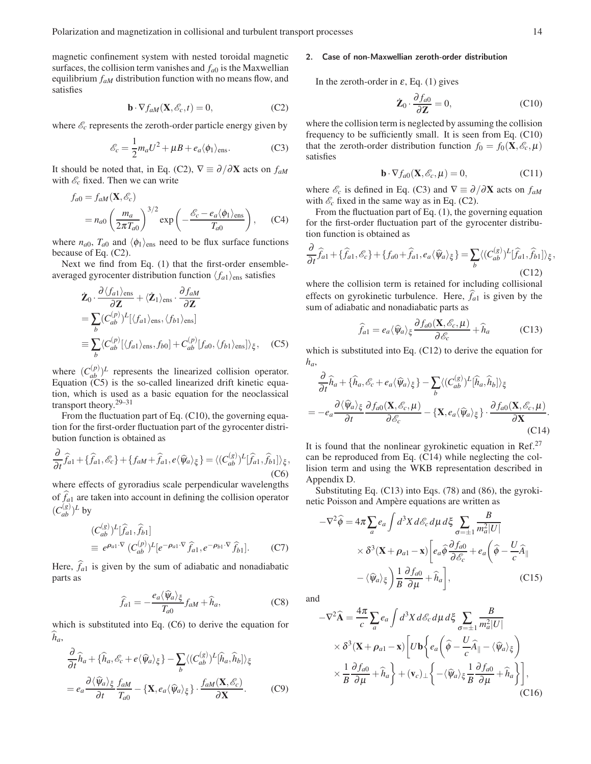magnetic confinement system with nested toroidal magnetic surfaces, the collision term vanishes and $f_{a0}$ is the Maxwellian equilibrium $f_{aM}$ distribution function with no means flow, and satisfies

$$\mathbf{b}\cdot\nabla f_{aM}(\mathbf{X},\mathscr{E}_c,t) = 0, \tag{C2}$$

where $\mathscr{E}_c$ represents the zeroth-order particle energy given by

$$\mathscr{E}_c = \frac{1}{2}m_a U^2 + \mu B + e_a\langle\phi_1\rangle_{\rm ens}. \tag{C3}$$

It should be noted that, in Eq. (C2), $\nabla \equiv \partial/\partial\mathbf{X}$ acts on $f_{aM}$ with $\mathscr{E}_c$ fixed. Then we can write

$$f_{a0} = f_{aM}(\mathbf{X},\mathscr{E}_c) = n_{a0}\left(\frac{m_a}{2\pi T_{a0}}\right)^{3/2}\exp\left(-\frac{\mathscr{E}_c - e_a\langle\phi_1\rangle_{\rm ens}}{T_{a0}}\right), \tag{C4}$$

where $n_{a0}$, $T_{a0}$ and $\langle\phi_1\rangle_{\rm ens}$ need to be flux surface functions because of Eq. (C2).

Next we find from Eq. (1) that the first-order ensemble-averaged gyrocenter distribution function $\langle f_{a1}\rangle_{\rm ens}$ satisfies

$$\begin{aligned}
\dot{\mathbf{Z}}_0\cdot\frac{\partial\langle f_{a1}\rangle_{\rm ens}}{\partial\mathbf{Z}} + \langle\dot{\mathbf{Z}}_1\rangle_{\rm ens}\cdot\frac{\partial f_{aM}}{\partial\mathbf{Z}}
&= \sum_b (C_{ab}^{(p)})^L[\langle f_{a1}\rangle_{\rm ens},\langle f_{b1}\rangle_{\rm ens}] \\
&\equiv \sum_b \langle C_{ab}^{(p)}[\langle f_{a1}\rangle_{\rm ens}, f_{b0}] + C_{ab}^{(p)}[f_{a0},\langle f_{b1}\rangle_{\rm ens}]\rangle_\xi,
\end{aligned} \tag{C5}$$

where $(C_{ab}^{(p)})^L$ represents the linearized collision operator. Equation (C5) is the so-called linearized drift kinetic equation, which is used as a basic equation for the neoclassical transport theory.[29–31]

From the fluctuation part of Eq. (C10), the governing equation for the first-order fluctuation part of the gyrocenter distribution function is obtained as

$$\frac{\partial}{\partial t}\widehat{f}_{a1} + \{\widehat{f}_{a1},\mathscr{E}_c\} + \{f_{aM}+\widehat{f}_{a1}, e\langle\widehat{\psi}_a\rangle_\xi\} = \langle (C_{ab}^{(g)})^L[\widehat{f}_{a1},\widehat{f}_{b1}]\rangle_\xi, \tag{C6}$$

where effects of gyroradius scale perpendicular wavelengths of $\widehat{f}_{a1}$ are taken into account in defining the collision operator $(C_{ab}^{(g)})^L$ by

$$(C_{ab}^{(g)})^L[\widehat{f}_{a1},\widehat{f}_{b1}] \equiv e^{\rho_{a1}\cdot\nabla}\,(C_{ab}^{(p)})^L[e^{-\rho_{a1}\cdot\nabla}\,\widehat{f}_{a1}, e^{-\rho_{b1}\cdot\nabla}\,\widehat{f}_{b1}]. \tag{C7}$$

Here, $\widehat{f}_{a1}$ is given by the sum of adiabatic and nonadiabatic parts as

$$\widehat{f}_{a1} = -\frac{e_a\langle\widehat{\psi}_a\rangle_\xi}{T_{a0}}f_{aM} + \widehat{h}_a, \tag{C8}$$

which is substituted into Eq. (C6) to derive the equation for $\widehat{h}_a$,

$$\begin{aligned}
&\frac{\partial}{\partial t}\widehat{h}_a + \{\widehat{h}_a,\mathscr{E}_c + e\langle\widehat{\psi}_a\rangle_\xi\} - \sum_b\langle (C_{ab}^{(g)})^L[\widehat{h}_a,\widehat{h}_b]\rangle_\xi \\
&= e_a\frac{\partial\langle\widehat{\psi}_a\rangle_\xi}{\partial t}\frac{f_{aM}}{T_{a0}} - \{\mathbf{X}, e_a\langle\widehat{\psi}_a\rangle_\xi\}\cdot\frac{f_{aM}(\mathbf{X},\mathscr{E}_c)}{\partial\mathbf{X}}.
\end{aligned} \tag{C9}$$

#### 2. Case of non-Maxwellian zeroth-order distribution

In the zeroth-order in $\varepsilon$, Eq. (1) gives

$$\dot{\mathbf{Z}}_0\cdot\frac{\partial f_{a0}}{\partial\mathbf{Z}} = 0, \tag{C10}$$

where the collision term is neglected by assuming the collision frequency to be sufficiently small. It is seen from Eq. (C10) that the zeroth-order distribution function $f_0 = f_0(\mathbf{X},\mathscr{E}_c,\mu)$ satisfies

$$\mathbf{b}\cdot\nabla f_{a0}(\mathbf{X},\mathscr{E}_c,\mu) = 0, \tag{C11}$$

where $\mathscr{E}_c$ is defined in Eq. (C3) and $\nabla \equiv \partial/\partial\mathbf{X}$ acts on $f_{aM}$ with $\mathscr{E}_c$ fixed in the same way as in Eq. (C2).

From the fluctuation part of Eq. (1), the governing equation for the first-order fluctuation part of the gyrocenter distribution function is obtained as

$$\frac{\partial}{\partial t}\widehat{f}_{a1} + \{\widehat{f}_{a1},\mathscr{E}_c\} + \{f_{a0}+\widehat{f}_{a1}, e_a\langle\widehat{\psi}_a\rangle_\xi\} = \sum_b\langle (C_{ab}^{(g)})^L[\widehat{f}_{a1},\widehat{f}_{b1}]\rangle_\xi, \tag{C12}$$

where the collision term is retained for including collisional effects on gyrokinetic turbulence. Here, $\widehat{f}_{a1}$ is given by the sum of adiabatic and nonadiabatic parts as

$$\widehat{f}_{a1} = e_a\langle\widehat{\psi}_a\rangle_\xi\frac{\partial f_{a0}(\mathbf{X},\mathscr{E}_c,\mu)}{\partial\mathscr{E}_c} + \widehat{h}_a \tag{C13}$$

which is substituted into Eq. (C12) to derive the equation for $h_a$,

$$\begin{aligned}
&\frac{\partial}{\partial t}\widehat{h}_a + \{\widehat{h}_a,\mathscr{E}_c + e_a\langle\widehat{\psi}_a\rangle_\xi\} - \sum_b\langle (C_{ab}^{(g)})^L[\widehat{h}_a,\widehat{h}_b]\rangle_\xi \\
&= -e_a\frac{\partial\langle\widehat{\psi}_a\rangle_\xi}{\partial t}\frac{\partial f_{a0}(\mathbf{X},\mathscr{E}_c,\mu)}{\partial\mathscr{E}_c} - \{\mathbf{X}, e_a\langle\widehat{\psi}_a\rangle_\xi\}\cdot\frac{\partial f_{a0}(\mathbf{X},\mathscr{E}_c,\mu)}{\partial\mathbf{X}}.
\end{aligned} \tag{C14}$$

It is found that the nonlinear gyrokinetic equation in Ref.[27] can be reproduced from Eq. (C14) while neglecting the collision term and using the WKB representation described in Appendix D.

Substituting Eq. (C13) into Eqs. (78) and (86), the gyrokinetic Poisson and Ampère equations are written as

$$\begin{aligned}
-\nabla^2\widehat{\phi} = 4\pi\sum_a e_a\int d^3X\,d\mathscr{E}_c\,d\mu\,d\xi\sum_{\sigma=\pm 1}\frac{B}{m_a^2|U|}
&\times\delta^3(\mathbf{X}+\rho_{a1}-\mathbf{x})\left[e_a\widehat{\phi}\frac{\partial f_{a0}}{\partial\mathscr{E}_c} + e_a\left(\widehat{\phi} - \frac{U}{c}\widehat{A}_\parallel\right.\right. \\
&\left.\left. - \langle\widehat{\psi}_a\rangle_\xi\right)\frac{1}{B}\frac{\partial f_{a0}}{\partial\mu} + \widehat{h}_a\right],
\end{aligned} \tag{C15}$$

and

$$\begin{aligned}
-\nabla^2\widehat{\mathbf{A}} = \frac{4\pi}{c}\sum_a e_a\int d^3X\,d\mathscr{E}_c\,d\mu\,d\xi\sum_{\sigma=\pm 1}\frac{B}{m_a^2|U|}
&\times\delta^3(\mathbf{X}+\rho_{a1}-\mathbf{x})\left[U\mathbf{b}\left\{e_a\left(\widehat{\phi} - \frac{U}{c}\widehat{A}_\parallel - \langle\widehat{\psi}_a\rangle_\xi\right)\right.\right. \\
&\left.\left.\times\frac{1}{B}\frac{\partial f_{a0}}{\partial\mu} + \widehat{h}_a\right\} + (\mathbf{v}_c)_\perp\left\{-\langle\widehat{\psi}_a\rangle_\xi\frac{1}{B}\frac{\partial f_{a0}}{\partial\mu} + \widehat{h}_a\right\}\right],
\end{aligned} \tag{C16}$$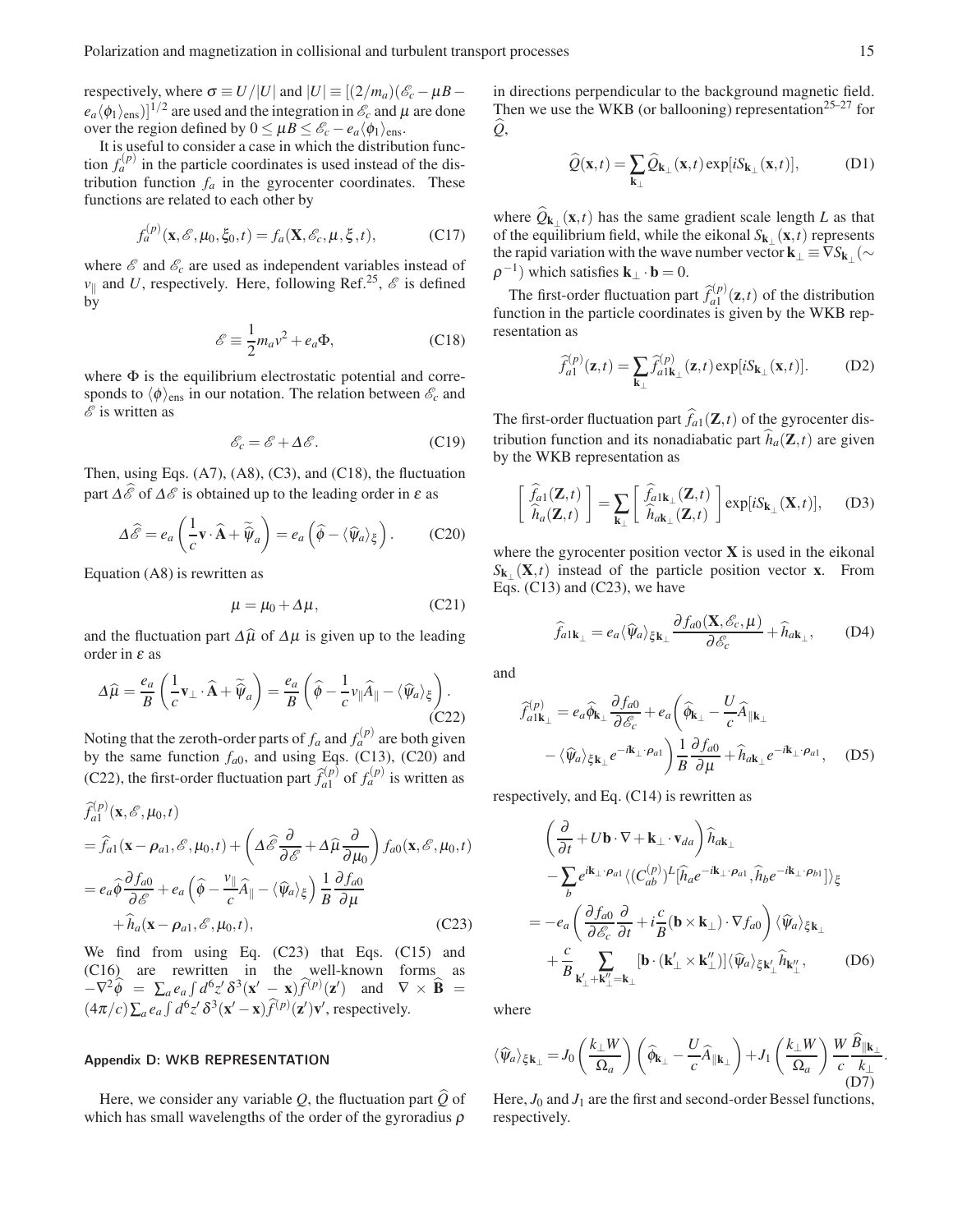respectively, where $\sigma \equiv U/|U|$ and $|U| \equiv [(2/m_a)(\mathscr{E}_c - \mu B - e_a\langle\phi_1\rangle_{\rm ens})]^{1/2}$ are used and the integration in $\mathscr{E}_c$ and $\mu$ are done over the region defined by $0 \le \mu B \le \mathscr{E}_c - e_a\langle\phi_1\rangle_{\rm ens}$.

It is useful to consider a case in which the distribution function $f_a^{(p)}$ in the particle coordinates is used instead of the distribution function $f_a$ in the gyrocenter coordinates. These functions are related to each other by

$$f_a^{(p)}(\mathbf{x}, \mathscr{E}, \mu_0, \xi_0, t) = f_a(\mathbf{X}, \mathscr{E}_c, \mu, \xi, t), \tag{C17}$$

where $\mathscr{E}$ and $\mathscr{E}_c$ are used as independent variables instead of $v_\parallel$ and $U$, respectively. Here, following Ref.[25], $\mathscr{E}$ is defined by

$$\mathscr{E} \equiv \frac{1}{2}m_a v^2 + e_a\Phi, \tag{C18}$$

where $\Phi$ is the equilibrium electrostatic potential and corresponds to $\langle\phi\rangle_{\rm ens}$ in our notation. The relation between $\mathscr{E}_c$ and $\mathscr{E}$ is written as

$$\mathscr{E}_c = \mathscr{E} + \Delta\mathscr{E}. \tag{C19}$$

Then, using Eqs. (A7), (A8), (C3), and (C18), the fluctuation part $\Delta\widehat{\mathscr{E}}$ of $\Delta\mathscr{E}$ is obtained up to the leading order in $\varepsilon$ as

$$\Delta\widehat{\mathscr{E}} = e_a\left(\frac{1}{c}\mathbf{v}\cdot\widehat{\mathbf{A}} + \widetilde{\widehat{\psi}}_a\right) = e_a\left(\widehat{\phi} - \langle\widehat{\psi}_a\rangle_\xi\right). \tag{C20}$$

Equation (A8) is rewritten as

$$\mu = \mu_0 + \Delta\mu, \tag{C21}$$

and the fluctuation part $\Delta\widehat{\mu}$ of $\Delta\mu$ is given up to the leading order in $\varepsilon$ as

$$\Delta\widehat{\mu} = \frac{e_a}{B}\left(\frac{1}{c}\mathbf{v}_\perp\cdot\widehat{\mathbf{A}} + \widetilde{\widehat{\psi}}_a\right) = \frac{e_a}{B}\left(\widehat{\phi} - \frac{1}{c}v_\parallel\widehat{A}_\parallel - \langle\widehat{\psi}_a\rangle_\xi\right). \tag{C22}$$

Noting that the zeroth-order parts of $f_a$ and $f_a^{(p)}$ are both given by the same function $f_{a0}$, and using Eqs. (C13), (C20) and (C22), the first-order fluctuation part $\widehat{f}_{a1}^{(p)}$ of $f_a^{(p)}$ is written as

$$\begin{aligned}
&\widehat{f}_{a1}^{(p)}(\mathbf{x}, \mathscr{E}, \mu_0, t) \\
&= \widehat{f}_{a1}(\mathbf{x} - \boldsymbol{\rho}_{a1}, \mathscr{E}, \mu_0, t) + \left(\Delta\widehat{\mathscr{E}}\frac{\partial}{\partial\mathscr{E}} + \Delta\widehat{\mu}\frac{\partial}{\partial\mu_0}\right)f_{a0}(\mathbf{x}, \mathscr{E}, \mu_0, t) \\
&= e_a\widehat{\phi}\frac{\partial f_{a0}}{\partial\mathscr{E}} + e_a\left(\widehat{\phi} - \frac{v_\parallel}{c}\widehat{A}_\parallel - \langle\widehat{\psi}_a\rangle_\xi\right)\frac{1}{B}\frac{\partial f_{a0}}{\partial\mu} \\
&\quad + \widehat{h}_a(\mathbf{x} - \boldsymbol{\rho}_{a1}, \mathscr{E}, \mu_0, t),
\end{aligned} \tag{C23}$$

We find from using Eq. (C23) that Eqs. (C15) and (C16) are rewritten in the well-known forms as $-\nabla^2\widehat{\phi} = \sum_a e_a\int d^6z'\,\delta^3(\mathbf{x}' - \mathbf{x})\widehat{f}^{(p)}(\mathbf{z}')$ and $\nabla\times\widehat{\mathbf{B}} = (4\pi/c)\sum_a e_a\int d^6z'\,\delta^3(\mathbf{x}' - \mathbf{x})\widehat{f}^{(p)}(\mathbf{z}')\mathbf{v}'$, respectively.

## Appendix D: WKB REPRESENTATION

Here, we consider any variable $Q$, the fluctuation part $\widehat{Q}$ of which has small wavelengths of the order of the gyroradius $\rho$ in directions perpendicular to the background magnetic field. Then we use the WKB (or ballooning) representation[25–27] for $\widehat{Q}$,

$$\widehat{Q}(\mathbf{x}, t) = \sum_{\mathbf{k}_\perp}\widehat{Q}_{\mathbf{k}_\perp}(\mathbf{x}, t)\exp[iS_{\mathbf{k}_\perp}(\mathbf{x}, t)], \tag{D1}$$

where $\widehat{Q}_{\mathbf{k}_\perp}(\mathbf{x}, t)$ has the same gradient scale length $L$ as that of the equilibrium field, while the eikonal $S_{\mathbf{k}_\perp}(\mathbf{x}, t)$ represents the rapid variation with the wave number vector $\mathbf{k}_\perp \equiv \nabla S_{\mathbf{k}_\perp}$ ($\sim \rho^{-1}$) which satisfies $\mathbf{k}_\perp\cdot\mathbf{b} = 0$.

The first-order fluctuation part $\widehat{f}_{a1}^{(p)}(\mathbf{z}, t)$ of the distribution function in the particle coordinates is given by the WKB representation as

$$\widehat{f}_{a1}^{(p)}(\mathbf{z}, t) = \sum_{\mathbf{k}_\perp}\widehat{f}_{a1\mathbf{k}_\perp}^{(p)}(\mathbf{z}, t)\exp[iS_{\mathbf{k}_\perp}(\mathbf{x}, t)]. \tag{D2}$$

The first-order fluctuation part $\widehat{f}_{a1}(\mathbf{Z}, t)$ of the gyrocenter distribution function and its nonadiabatic part $\widehat{h}_a(\mathbf{Z}, t)$ are given by the WKB representation as

$$\begin{bmatrix}\widehat{f}_{a1}(\mathbf{Z}, t) \\ \widehat{h}_a(\mathbf{Z}, t)\end{bmatrix} = \sum_{\mathbf{k}_\perp}\begin{bmatrix}\widehat{f}_{a1\mathbf{k}_\perp}(\mathbf{Z}, t) \\ \widehat{h}_{a\mathbf{k}_\perp}(\mathbf{Z}, t)\end{bmatrix}\exp[iS_{\mathbf{k}_\perp}(\mathbf{X}, t)], \tag{D3}$$

where the gyrocenter position vector $\mathbf{X}$ is used in the eikonal $S_{\mathbf{k}_\perp}(\mathbf{X}, t)$ instead of the particle position vector $\mathbf{x}$. From Eqs. (C13) and (C23), we have

$$\widehat{f}_{a1\mathbf{k}_\perp} = e_a\langle\widehat{\psi}_a\rangle_{\xi\mathbf{k}_\perp}\frac{\partial f_{a0}(\mathbf{X}, \mathscr{E}_c, \mu)}{\partial\mathscr{E}_c} + \widehat{h}_{a\mathbf{k}_\perp}, \tag{D4}$$

and

$$\begin{aligned}
\widehat{f}_{a1\mathbf{k}_\perp}^{(p)} &= e_a\widehat{\phi}_{\mathbf{k}_\perp}\frac{\partial f_{a0}}{\partial\mathscr{E}_c} + e_a\bigg(\widehat{\phi}_{\mathbf{k}_\perp} - \frac{U}{c}\widehat{A}_{\parallel\mathbf{k}_\perp} \\
&\quad - \langle\widehat{\psi}_a\rangle_{\xi\mathbf{k}_\perp}e^{-i\mathbf{k}_\perp\cdot\boldsymbol{\rho}_{a1}}\bigg)\frac{1}{B}\frac{\partial f_{a0}}{\partial\mu} + \widehat{h}_{a\mathbf{k}_\perp}e^{-i\mathbf{k}_\perp\cdot\boldsymbol{\rho}_{a1}},
\end{aligned} \tag{D5}$$

respectively, and Eq. (C14) is rewritten as

$$\begin{aligned}
&\left(\frac{\partial}{\partial t} + U\mathbf{b}\cdot\nabla + \mathbf{k}_\perp\cdot\mathbf{v}_{da}\right)\widehat{h}_{a\mathbf{k}_\perp} \\
&\quad - \sum_b e^{i\mathbf{k}_\perp\cdot\boldsymbol{\rho}_{a1}}\langle(C_{ab}^{(p)})^L[\widehat{h}_a e^{-i\mathbf{k}_\perp\cdot\boldsymbol{\rho}_{a1}}, \widehat{h}_b e^{-i\mathbf{k}_\perp\cdot\boldsymbol{\rho}_{b1}}]\rangle_\xi \\
&= -e_a\left(\frac{\partial f_{a0}}{\partial\mathscr{E}_c}\frac{\partial}{\partial t} + i\frac{c}{B}(\mathbf{b}\times\mathbf{k}_\perp)\cdot\nabla f_{a0}\right)\langle\widehat{\psi}_a\rangle_{\xi\mathbf{k}_\perp} \\
&\quad + \frac{c}{B}\sum_{\mathbf{k}'_\perp + \mathbf{k}''_\perp = \mathbf{k}_\perp}[\mathbf{b}\cdot(\mathbf{k}'_\perp\times\mathbf{k}''_\perp)]\langle\widehat{\psi}_a\rangle_{\xi\mathbf{k}'_\perp}\widehat{h}_{\mathbf{k}''_\perp},
\end{aligned} \tag{D6}$$

where

$$\langle\widehat{\psi}_a\rangle_{\xi\mathbf{k}_\perp} = J_0\left(\frac{k_\perp W}{\Omega_a}\right)\left(\widehat{\phi}_{\mathbf{k}_\perp} - \frac{U}{c}\widehat{A}_{\parallel\mathbf{k}_\perp}\right) + J_1\left(\frac{k_\perp W}{\Omega_a}\right)\frac{W}{c}\frac{\widehat{B}_{\parallel\mathbf{k}_\perp}}{k_\perp}. \tag{D7}$$

Here, $J_0$ and $J_1$ are the first and second-order Bessel functions, respectively.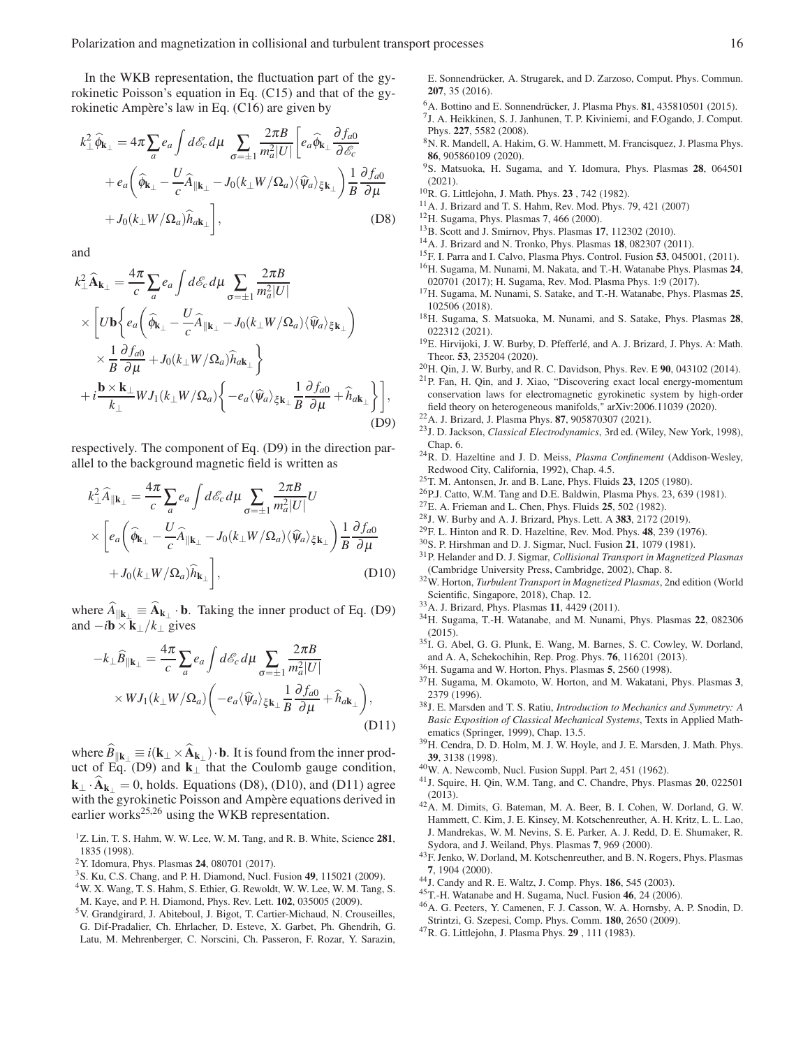In the WKB representation, the fluctuation part of the gyrokinetic Poisson's equation in Eq. (C15) and that of the gyrokinetic Ampère's law in Eq. (C16) are given by

$$
\begin{aligned}
k_\perp^2 \widehat{\phi}_{\mathbf{k}_\perp} = 4\pi \sum_a e_a \int d\mathscr{E}_c \, d\mu \sum_{\sigma=\pm 1} \frac{2\pi B}{m_a^2 |U|} \bigg[ e_a \widehat{\phi}_{\mathbf{k}_\perp} \frac{\partial f_{a0}}{\partial \mathscr{E}_c} \\
+ e_a \left( \widehat{\phi}_{\mathbf{k}_\perp} - \frac{U}{c} \widehat{A}_{\parallel \mathbf{k}_\perp} - J_0(k_\perp W/\Omega_a) \langle \widehat{\psi}_a \rangle_{\xi \mathbf{k}_\perp} \right) \frac{1}{B} \frac{\partial f_{a0}}{\partial \mu} \\
+ J_0(k_\perp W/\Omega_a) \widehat{h}_{a\mathbf{k}_\perp} \bigg], \qquad \text{(D8)}
\end{aligned}
$$

and

$$
\begin{aligned}
k_\perp^2 \widehat{\mathbf{A}}_{\mathbf{k}_\perp} = \frac{4\pi}{c} \sum_a e_a \int d\mathscr{E}_c \, d\mu \sum_{\sigma=\pm 1} \frac{2\pi B}{m_a^2 |U|} \\
\times \bigg[ U \mathbf{b} \bigg\{ e_a \left( \widehat{\phi}_{\mathbf{k}_\perp} - \frac{U}{c} \widehat{A}_{\parallel \mathbf{k}_\perp} - J_0(k_\perp W/\Omega_a) \langle \widehat{\psi}_a \rangle_{\xi \mathbf{k}_\perp} \right) \\
\times \frac{1}{B} \frac{\partial f_{a0}}{\partial \mu} + J_0(k_\perp W/\Omega_a) \widehat{h}_{a\mathbf{k}_\perp} \bigg\} \\
+ i \frac{\mathbf{b} \times \mathbf{k}_\perp}{k_\perp} W J_1(k_\perp W/\Omega_a) \left\{ -e_a \langle \widehat{\psi}_a \rangle_{\xi \mathbf{k}_\perp} \frac{1}{B} \frac{\partial f_{a0}}{\partial \mu} + \widehat{h}_{a\mathbf{k}_\perp} \right\} \bigg], \\
\text{(D9)}
\end{aligned}
$$

respectively. The component of Eq. (D9) in the direction parallel to the background magnetic field is written as

$$
\begin{aligned}
k_\perp^2 \widehat{A}_{\parallel \mathbf{k}_\perp} = \frac{4\pi}{c} \sum_a e_a \int d\mathscr{E}_c \, d\mu \sum_{\sigma=\pm 1} \frac{2\pi B}{m_a^2 |U|} U \\
\times \bigg[ e_a \left( \widehat{\phi}_{\mathbf{k}_\perp} - \frac{U}{c} \widehat{A}_{\parallel \mathbf{k}_\perp} - J_0(k_\perp W/\Omega_a) \langle \widehat{\psi}_a \rangle_{\xi \mathbf{k}_\perp} \right) \frac{1}{B} \frac{\partial f_{a0}}{\partial \mu} \\
+ J_0(k_\perp W/\Omega_a) \widehat{h}_{\mathbf{k}_\perp} \bigg], \qquad \text{(D10)}
\end{aligned}
$$

where $\widehat{A}_{\parallel \mathbf{k}_\perp} \equiv \widehat{\mathbf{A}}_{\mathbf{k}_\perp} \cdot \mathbf{b}$. Taking the inner product of Eq. (D9) and $-i\mathbf{b} \times \mathbf{k}_\perp / k_\perp$ gives

$$
\begin{aligned}
-k_\perp \widehat{B}_{\parallel \mathbf{k}_\perp} = \frac{4\pi}{c} \sum_a e_a \int d\mathscr{E}_c \, d\mu \sum_{\sigma=\pm 1} \frac{2\pi B}{m_a^2 |U|} \\
\times W J_1(k_\perp W/\Omega_a) \left( -e_a \langle \widehat{\psi}_a \rangle_{\xi \mathbf{k}_\perp} \frac{1}{B} \frac{\partial f_{a0}}{\partial \mu} + \widehat{h}_{a\mathbf{k}_\perp} \right), \\
\text{(D11)}
\end{aligned}
$$

where $\widehat{B}_{\parallel \mathbf{k}_\perp} \equiv i(\mathbf{k}_\perp \times \widehat{\mathbf{A}}_{\mathbf{k}_\perp}) \cdot \mathbf{b}$. It is found from the inner product of Eq. (D9) and $\mathbf{k}_\perp$ that the Coulomb gauge condition, $\mathbf{k}_\perp \cdot \widehat{\mathbf{A}}_{\mathbf{k}_\perp} = 0$, holds. Equations (D8), (D10), and (D11) agree with the gyrokinetic Poisson and Ampère equations derived in earlier works[25,26] using the WKB representation.

[1] Z. Lin, T. S. Hahm, W. W. Lee, W. M. Tang, and R. B. White, Science **281**, 1835 (1998).

[2] Y. Idomura, Phys. Plasmas **24**, 080701 (2017).

[3] S. Ku, C.S. Chang, and P. H. Diamond, Nucl. Fusion **49**, 115021 (2009).

[4] W. X. Wang, T. S. Hahm, S. Ethier, G. Rewoldt, W. W. Lee, W. M. Tang, S. M. Kaye, and P. H. Diamond, Phys. Rev. Lett. **102**, 035005 (2009).

[5] V. Grandgirard, J. Abiteboul, J. Bigot, T. Cartier-Michaud, N. Crouseilles, G. Dif-Pradalier, Ch. Ehrlacher, D. Esteve, X. Garbet, Ph. Ghendrih, G. Latu, M. Mehrenberger, C. Norscini, Ch. Passeron, F. Rozar, Y. Sarazin, E. Sonnendrücker, A. Strugarek, and D. Zarzoso, Comput. Phys. Commun. **207**, 35 (2016).

[6] A. Bottino and E. Sonnendrücker, J. Plasma Phys. **81**, 435810501 (2015).

[7] J. A. Heikkinen, S. J. Janhunen, T. P. Kiviniemi, and F.Ogando, J. Comput. Phys. **227**, 5582 (2008).

[8] N. R. Mandell, A. Hakim, G. W. Hammett, M. Francisquez, J. Plasma Phys. **86**, 905860109 (2020).

[9] S. Matsuoka, H. Sugama, and Y. Idomura, Phys. Plasmas **28**, 064501 (2021).

[10] R. G. Littlejohn, J. Math. Phys. **23** , 742 (1982).

[11] A. J. Brizard and T. S. Hahm, Rev. Mod. Phys. 79, 421 (2007)

[12] H. Sugama, Phys. Plasmas 7, 466 (2000).

[13] B. Scott and J. Smirnov, Phys. Plasmas **17**, 112302 (2010).

[14] A. J. Brizard and N. Tronko, Phys. Plasmas **18**, 082307 (2011).

[15] F. I. Parra and I. Calvo, Plasma Phys. Control. Fusion **53**, 045001, (2011).

[16] H. Sugama, M. Nunami, M. Nakata, and T.-H. Watanabe Phys. Plasmas **24**, 020701 (2017); H. Sugama, Rev. Mod. Plasma Phys. 1:9 (2017).

[17] H. Sugama, M. Nunami, S. Satake, and T.-H. Watanabe, Phys. Plasmas **25**, 102506 (2018).

[18] H. Sugama, S. Matsuoka, M. Nunami, and S. Satake, Phys. Plasmas **28**, 022312 (2021).

[19] E. Hirvijoki, J. W. Burby, D. Pfefferlé, and A. J. Brizard, J. Phys. A: Math. Theor. **53**, 235204 (2020).

[20] H. Qin, J. W. Burby, and R. C. Davidson, Phys. Rev. E **90**, 043102 (2014).

[21] P. Fan, H. Qin, and J. Xiao, "Discovering exact local energy-momentum conservation laws for electromagnetic gyrokinetic system by high-order field theory on heterogeneous manifolds," arXiv:2006.11039 (2020).

[22] A. J. Brizard, J. Plasma Phys. **87**, 905870307 (2021).

[23] J. D. Jackson, *Classical Electrodynamics*, 3rd ed. (Wiley, New York, 1998), Chap. 6.

[24] R. D. Hazeltine and J. D. Meiss, *Plasma Confinement* (Addison-Wesley, Redwood City, California, 1992), Chap. 4.5.

[25] T. M. Antonsen, Jr. and B. Lane, Phys. Fluids **23**, 1205 (1980).

[26] P.J. Catto, W.M. Tang and D.E. Baldwin, Plasma Phys. 23, 639 (1981).

[27] E. A. Frieman and L. Chen, Phys. Fluids **25**, 502 (1982).

[28] J. W. Burby and A. J. Brizard, Phys. Lett. A **383**, 2172 (2019).

[29] F. L. Hinton and R. D. Hazeltine, Rev. Mod. Phys. **48**, 239 (1976).

[30] S. P. Hirshman and D. J. Sigmar, Nucl. Fusion **21**, 1079 (1981).

[31] P. Helander and D. J. Sigmar, *Collisional Transport in Magnetized Plasmas* (Cambridge University Press, Cambridge, 2002), Chap. 8.

[32] W. Horton, *Turbulent Transport in Magnetized Plasmas*, 2nd edition (World Scientific, Singapore, 2018), Chap. 12.

[33] A. J. Brizard, Phys. Plasmas **11**, 4429 (2011).

[34] H. Sugama, T.-H. Watanabe, and M. Nunami, Phys. Plasmas **22**, 082306 (2015).

[35] I. G. Abel, G. G. Plunk, E. Wang, M. Barnes, S. C. Cowley, W. Dorland, and A. A, Schekochihin, Rep. Prog. Phys. **76**, 116201 (2013).

[36] H. Sugama and W. Horton, Phys. Plasmas **5**, 2560 (1998).

[37] H. Sugama, M. Okamoto, W. Horton, and M. Wakatani, Phys. Plasmas **3**, 2379 (1996).

[38] J. E. Marsden and T. S. Ratiu, *Introduction to Mechanics and Symmetry: A Basic Exposition of Classical Mechanical Systems*, Texts in Applied Mathematics (Springer, 1999), Chap. 13.5.

[39] H. Cendra, D. D. Holm, M. J. W. Hoyle, and J. E. Marsden, J. Math. Phys. **39**, 3138 (1998).

[40] W. A. Newcomb, Nucl. Fusion Suppl. Part 2, 451 (1962).

[41] J. Squire, H. Qin, W.M. Tang, and C. Chandre, Phys. Plasmas **20**, 022501 (2013).

[42] A. M. Dimits, G. Bateman, M. A. Beer, B. I. Cohen, W. Dorland, G. W. Hammett, C. Kim, J. E. Kinsey, M. Kotschenreuther, A. H. Kritz, L. L. Lao, J. Mandrekas, W. M. Nevins, S. E. Parker, A. J. Redd, D. E. Shumaker, R. Sydora, and J. Weiland, Phys. Plasmas **7**, 969 (2000).

[43] F. Jenko, W. Dorland, M. Kotschenreuther, and B. N. Rogers, Phys. Plasmas **7**, 1904 (2000).

[44] J. Candy and R. E. Waltz, J. Comp. Phys. **186**, 545 (2003).

[45] T.-H. Watanabe and H. Sugama, Nucl. Fusion **46**, 24 (2006).

[46] A. G. Peeters, Y. Camenen, F. J. Casson, W. A. Hornsby, A. P. Snodin, D. Strintzi, G. Szepesi, Comp. Phys. Comm. **180**, 2650 (2009).

[47] R. G. Littlejohn, J. Plasma Phys. **29** , 111 (1983).